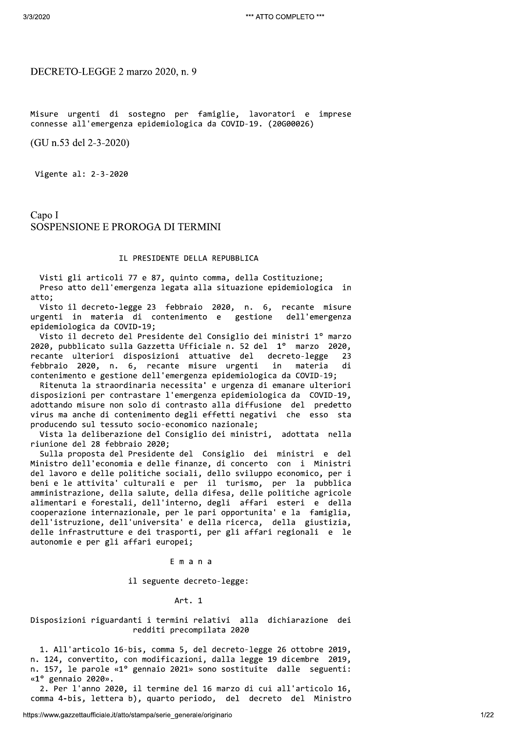# DECRETO-LEGGE 2 marzo 2020, n. 9

Misure urgenti di sostegno per famiglie, lavoratori e imprese connesse all'emergenza epidemiologica da COVID-19. (20G00026)

(GU n.53 del 2-3-2020)

Vigente al: 2-3-2020

## Capo I
## SOSPENSIONE E PROROGA DI TERMINI

IL PRESIDENTE DELLA REPUBBLICA

Visti gli articoli 77 e 87, quinto comma, della Costituzione;
Preso atto dell'emergenza legata alla situazione epidemiologica in atto;
Visto il decreto-legge 23 febbraio 2020, n. 6, recante misure urgenti in materia di contenimento e gestione dell'emergenza epidemiologica da COVID-19;
Visto il decreto del Presidente del Consiglio dei ministri 1° marzo 2020, pubblicato sulla Gazzetta Ufficiale n. 52 del 1° marzo 2020, recante ulteriori disposizioni attuative del decreto-legge 23 febbraio 2020, n. 6, recante misure urgenti in materia di contenimento e gestione dell'emergenza epidemiologica da COVID-19;
Ritenuta la straordinaria necessita' e urgenza di emanare ulteriori disposizioni per contrastare l'emergenza epidemiologica da COVID-19, adottando misure non solo di contrasto alla diffusione del predetto virus ma anche di contenimento degli effetti negativi che esso sta producendo sul tessuto socio-economico nazionale;
Vista la deliberazione del Consiglio dei ministri, adottata nella riunione del 28 febbraio 2020;
Sulla proposta del Presidente del Consiglio dei ministri e del Ministro dell'economia e delle finanze, di concerto con i Ministri del lavoro e delle politiche sociali, dello sviluppo economico, per i beni e le attivita' culturali e per il turismo, per la pubblica amministrazione, della salute, della difesa, delle politiche agricole alimentari e forestali, dell'interno, degli affari esteri e della cooperazione internazionale, per le pari opportunita' e la famiglia, dell'istruzione, dell'universita' e della ricerca, della giustizia, delle infrastrutture e dei trasporti, per gli affari regionali e le autonomie e per gli affari europei;

E m a n a

il seguente decreto-legge:

Art. 1

Disposizioni riguardanti i termini relativi alla dichiarazione dei redditi precompilata 2020

1. All'articolo 16-bis, comma 5, del decreto-legge 26 ottobre 2019, n. 124, convertito, con modificazioni, dalla legge 19 dicembre 2019, n. 157, le parole «1° gennaio 2021» sono sostituite dalle seguenti: «1° gennaio 2020».
2. Per l'anno 2020, il termine del 16 marzo di cui all'articolo 16, comma 4-bis, lettera b), quarto periodo, del decreto del Ministro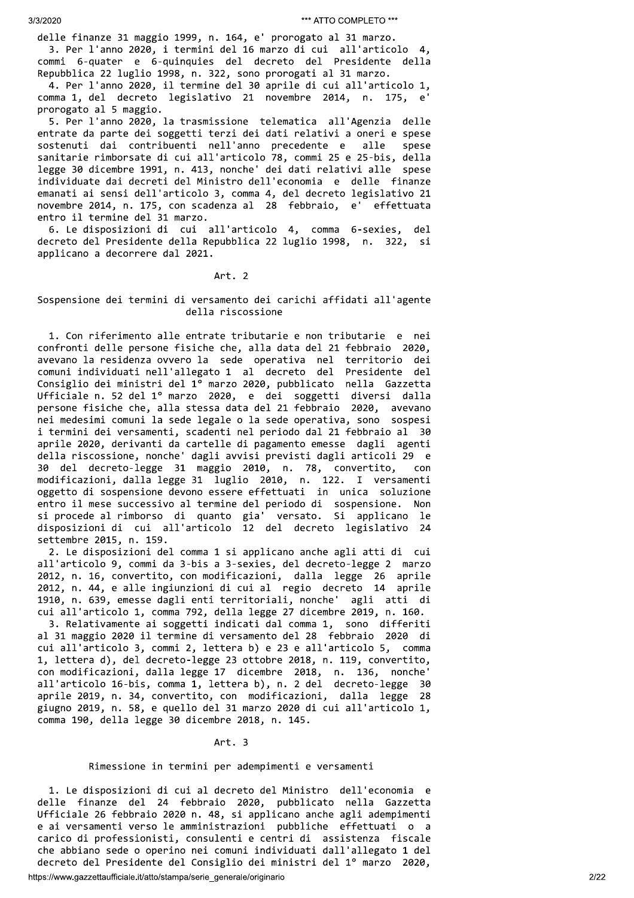delle finanze 31 maggio 1999, n. 164, e' prorogato al 31 marzo.

3. Per l'anno 2020, i termini del 16 marzo di cui all'articolo 4, commi 6-quater e 6-quinquies del decreto del Presidente della Repubblica 22 luglio 1998, n. 322, sono prorogati al 31 marzo.

4. Per l'anno 2020, il termine del 30 aprile di cui all'articolo 1, comma 1, del decreto legislativo 21 novembre 2014, n. 175, e' prorogato al 5 maggio.

5. Per l'anno 2020, la trasmissione telematica all'Agenzia delle entrate da parte dei soggetti terzi dei dati relativi a oneri e spese sostenuti dai contribuenti nell'anno precedente e alle spese sanitarie rimborsate di cui all'articolo 78, commi 25 e 25-bis, della legge 30 dicembre 1991, n. 413, nonche' dei dati relativi alle spese individuate dai decreti del Ministro dell'economia e delle finanze emanati ai sensi dell'articolo 3, comma 4, del decreto legislativo 21 novembre 2014, n. 175, con scadenza al 28 febbraio, e' effettuata entro il termine del 31 marzo.

6. Le disposizioni di cui all'articolo 4, comma 6-sexies, del decreto del Presidente della Repubblica 22 luglio 1998, n. 322, si applicano a decorrere dal 2021.

## Art. 2

### Sospensione dei termini di versamento dei carichi affidati all'agente della riscossione

1. Con riferimento alle entrate tributarie e non tributarie e nei confronti delle persone fisiche che, alla data del 21 febbraio 2020, avevano la residenza ovvero la sede operativa nel territorio dei comuni individuati nell'allegato 1 al decreto del Presidente del Consiglio dei ministri del 1° marzo 2020, pubblicato nella Gazzetta Ufficiale n. 52 del 1° marzo 2020, e dei soggetti diversi dalla persone fisiche che, alla stessa data del 21 febbraio 2020, avevano nei medesimi comuni la sede legale o la sede operativa, sono sospesi i termini dei versamenti, scadenti nel periodo dal 21 febbraio al 30 aprile 2020, derivanti da cartelle di pagamento emesse dagli agenti della riscossione, nonche' dagli avvisi previsti dagli articoli 29 e 30 del decreto-legge 31 maggio 2010, n. 78, convertito, con modificazioni, dalla legge 31 luglio 2010, n. 122. I versamenti oggetto di sospensione devono essere effettuati in unica soluzione entro il mese successivo al termine del periodo di sospensione. Non si procede al rimborso di quanto gia' versato. Si applicano le disposizioni di cui all'articolo 12 del decreto legislativo 24 settembre 2015, n. 159.

2. Le disposizioni del comma 1 si applicano anche agli atti di cui all'articolo 9, commi da 3-bis a 3-sexies, del decreto-legge 2 marzo 2012, n. 16, convertito, con modificazioni, dalla legge 26 aprile 2012, n. 44, e alle ingiunzioni di cui al regio decreto 14 aprile 1910, n. 639, emesse dagli enti territoriali, nonche' agli atti di cui all'articolo 1, comma 792, della legge 27 dicembre 2019, n. 160.

3. Relativamente ai soggetti indicati dal comma 1, sono differiti al 31 maggio 2020 il termine di versamento del 28 febbraio 2020 di cui all'articolo 3, commi 2, lettera b) e 23 e all'articolo 5, comma 1, lettera d), del decreto-legge 23 ottobre 2018, n. 119, convertito, con modificazioni, dalla legge 17 dicembre 2018, n. 136, nonche' all'articolo 16-bis, comma 1, lettera b), n. 2 del decreto-legge 30 aprile 2019, n. 34, convertito, con modificazioni, dalla legge 28 giugno 2019, n. 58, e quello del 31 marzo 2020 di cui all'articolo 1, comma 190, della legge 30 dicembre 2018, n. 145.

## Art. 3

### Rimessione in termini per adempimenti e versamenti

1. Le disposizioni di cui al decreto del Ministro dell'economia e delle finanze del 24 febbraio 2020, pubblicato nella Gazzetta Ufficiale 26 febbraio 2020 n. 48, si applicano anche agli adempimenti e ai versamenti verso le amministrazioni pubbliche effettuati o a carico di professionisti, consulenti e centri di assistenza fiscale che abbiano sede o operino nei comuni individuati dall'allegato 1 del decreto del Presidente del Consiglio dei ministri del 1° marzo 2020,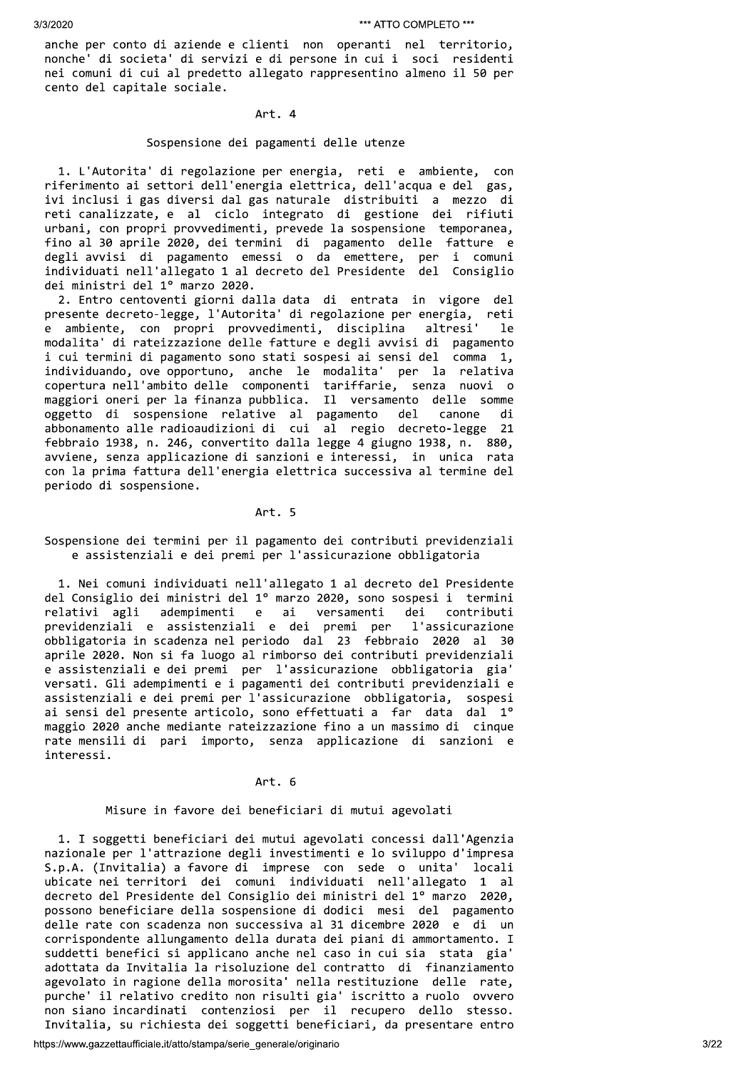anche per conto di aziende e clienti non operanti nel territorio, nonche' di societa' di servizi e di persone in cui i soci residenti nei comuni di cui al predetto allegato rappresentino almeno il 50 per cento del capitale sociale.

## Art. 4

### Sospensione dei pagamenti delle utenze

1. L'Autorita' di regolazione per energia, reti e ambiente, con riferimento ai settori dell'energia elettrica, dell'acqua e del gas, ivi inclusi i gas diversi dal gas naturale distribuiti a mezzo di reti canalizzate, e al ciclo integrato di gestione dei rifiuti urbani, con propri provvedimenti, prevede la sospensione temporanea, fino al 30 aprile 2020, dei termini di pagamento delle fatture e degli avvisi di pagamento emessi o da emettere, per i comuni individuati nell'allegato 1 al decreto del Presidente del Consiglio dei ministri del 1° marzo 2020.

2. Entro centoventi giorni dalla data di entrata in vigore del presente decreto-legge, l'Autorita' di regolazione per energia, reti e ambiente, con propri provvedimenti, disciplina altresi' le modalita' di rateizzazione delle fatture e degli avvisi di pagamento i cui termini di pagamento sono stati sospesi ai sensi del comma 1, individuando, ove opportuno, anche le modalita' per la relativa copertura nell'ambito delle componenti tariffarie, senza nuovi o maggiori oneri per la finanza pubblica. Il versamento delle somme oggetto di sospensione relative al pagamento del canone di abbonamento alle radioaudizioni di cui al regio decreto-legge 21 febbraio 1938, n. 246, convertito dalla legge 4 giugno 1938, n. 880, avviene, senza applicazione di sanzioni e interessi, in unica rata con la prima fattura dell'energia elettrica successiva al termine del periodo di sospensione.

## Art. 5

### Sospensione dei termini per il pagamento dei contributi previdenziali e assistenziali e dei premi per l'assicurazione obbligatoria

1. Nei comuni individuati nell'allegato 1 al decreto del Presidente del Consiglio dei ministri del 1° marzo 2020, sono sospesi i termini relativi agli adempimenti e ai versamenti dei contributi previdenziali e assistenziali e dei premi per l'assicurazione obbligatoria in scadenza nel periodo dal 23 febbraio 2020 al 30 aprile 2020. Non si fa luogo al rimborso dei contributi previdenziali e assistenziali e dei premi per l'assicurazione obbligatoria gia' versati. Gli adempimenti e i pagamenti dei contributi previdenziali e assistenziali e dei premi per l'assicurazione obbligatoria, sospesi ai sensi del presente articolo, sono effettuati a far data dal 1° maggio 2020 anche mediante rateizzazione fino a un massimo di cinque rate mensili di pari importo, senza applicazione di sanzioni e interessi.

## Art. 6

### Misure in favore dei beneficiari di mutui agevolati

1. I soggetti beneficiari dei mutui agevolati concessi dall'Agenzia nazionale per l'attrazione degli investimenti e lo sviluppo d'impresa S.p.A. (Invitalia) a favore di imprese con sede o unita' locali ubicate nei territori dei comuni individuati nell'allegato 1 al decreto del Presidente del Consiglio dei ministri del 1° marzo 2020, possono beneficiare della sospensione di dodici mesi del pagamento delle rate con scadenza non successiva al 31 dicembre 2020 e di un corrispondente allungamento della durata dei piani di ammortamento. I suddetti benefici si applicano anche nel caso in cui sia stata gia' adottata da Invitalia la risoluzione del contratto di finanziamento agevolato in ragione della morosita' nella restituzione delle rate, purche' il relativo credito non risulti gia' iscritto a ruolo ovvero non siano incardinati contenziosi per il recupero dello stesso. Invitalia, su richiesta dei soggetti beneficiari, da presentare entro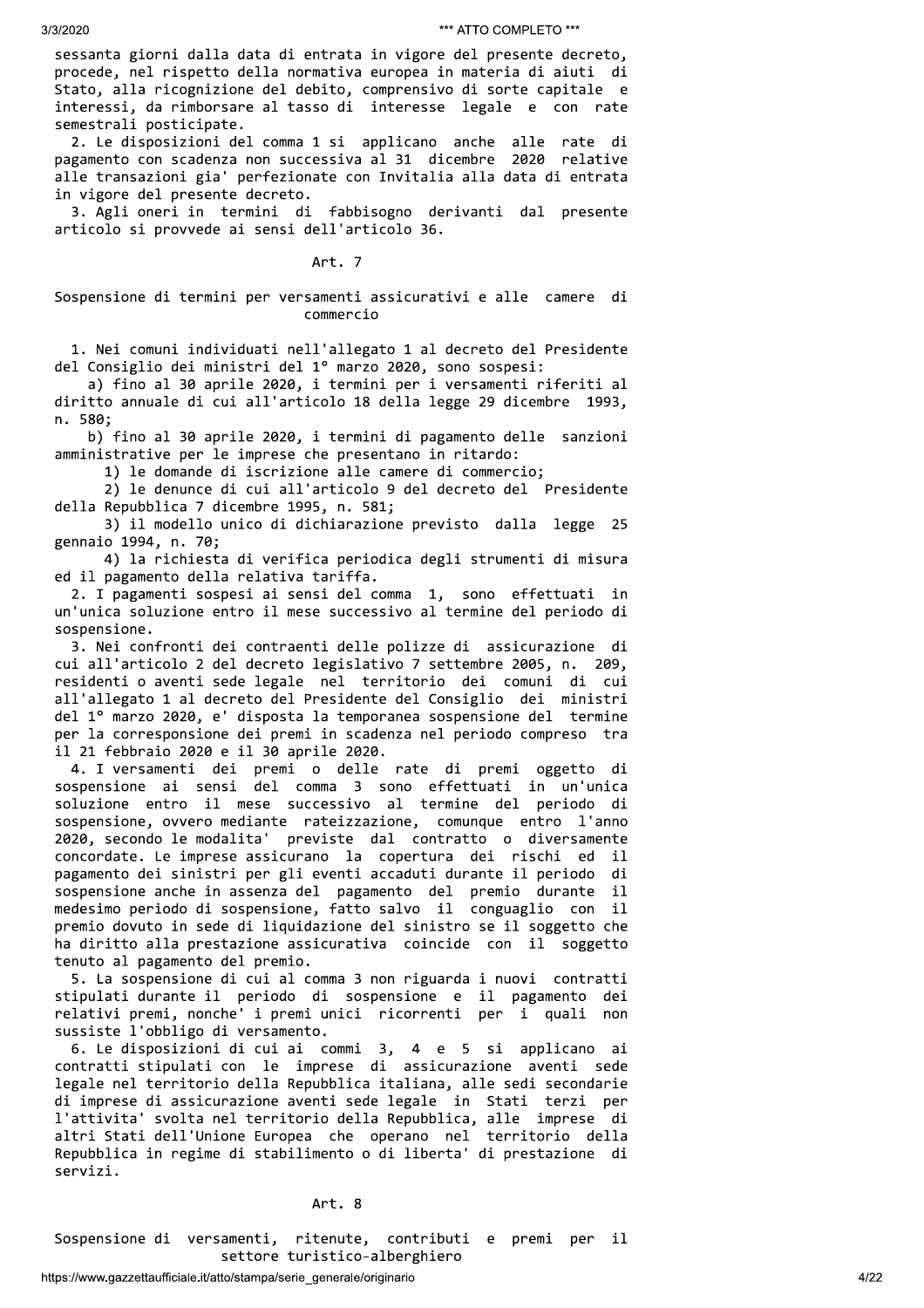sessanta giorni dalla data di entrata in vigore del presente decreto, procede, nel rispetto della normativa europea in materia di aiuti di Stato, alla ricognizione del debito, comprensivo di sorte capitale e interessi, da rimborsare al tasso di interesse legale e con rate semestrali posticipate.

2. Le disposizioni del comma 1 si applicano anche alle rate di pagamento con scadenza non successiva al 31 dicembre 2020 relative alle transazioni gia' perfezionate con Invitalia alla data di entrata in vigore del presente decreto.

3. Agli oneri in termini di fabbisogno derivanti dal presente articolo si provvede ai sensi dell'articolo 36.

## Art. 7

### Sospensione di termini per versamenti assicurativi e alle camere di commercio

1. Nei comuni individuati nell'allegato 1 al decreto del Presidente del Consiglio dei ministri del 1° marzo 2020, sono sospesi:

   a) fino al 30 aprile 2020, i termini per i versamenti riferiti al diritto annuale di cui all'articolo 18 della legge 29 dicembre 1993, n. 580;

   b) fino al 30 aprile 2020, i termini di pagamento delle sanzioni amministrative per le imprese che presentano in ritardo:

      1) le domande di iscrizione alle camere di commercio;

      2) le denunce di cui all'articolo 9 del decreto del Presidente della Repubblica 7 dicembre 1995, n. 581;

      3) il modello unico di dichiarazione previsto dalla legge 25 gennaio 1994, n. 70;

      4) la richiesta di verifica periodica degli strumenti di misura ed il pagamento della relativa tariffa.

2. I pagamenti sospesi ai sensi del comma 1, sono effettuati in un'unica soluzione entro il mese successivo al termine del periodo di sospensione.

3. Nei confronti dei contraenti delle polizze di assicurazione di cui all'articolo 2 del decreto legislativo 7 settembre 2005, n. 209, residenti o aventi sede legale nel territorio dei comuni di cui all'allegato 1 al decreto del Presidente del Consiglio dei ministri del 1° marzo 2020, e' disposta la temporanea sospensione del termine per la corresponsione dei premi in scadenza nel periodo compreso tra il 21 febbraio 2020 e il 30 aprile 2020.

4. I versamenti dei premi o delle rate di premi oggetto di sospensione ai sensi del comma 3 sono effettuati in un'unica soluzione entro il mese successivo al termine del periodo di sospensione, ovvero mediante rateizzazione, comunque entro l'anno 2020, secondo le modalita' previste dal contratto o diversamente concordate. Le imprese assicurano la copertura dei rischi ed il pagamento dei sinistri per gli eventi accaduti durante il periodo di sospensione anche in assenza del pagamento del premio durante il medesimo periodo di sospensione, fatto salvo il conguaglio con il premio dovuto in sede di liquidazione del sinistro se il soggetto che ha diritto alla prestazione assicurativa coincide con il soggetto tenuto al pagamento del premio.

5. La sospensione di cui al comma 3 non riguarda i nuovi contratti stipulati durante il periodo di sospensione e il pagamento dei relativi premi, nonche' i premi unici ricorrenti per i quali non sussiste l'obbligo di versamento.

6. Le disposizioni di cui ai commi 3, 4 e 5 si applicano ai contratti stipulati con le imprese di assicurazione aventi sede legale nel territorio della Repubblica italiana, alle sedi secondarie di imprese di assicurazione aventi sede legale in Stati terzi per l'attivita' svolta nel territorio della Repubblica, alle imprese di altri Stati dell'Unione Europea che operano nel territorio della Repubblica in regime di stabilimento o di liberta' di prestazione di servizi.

## Art. 8

### Sospensione di versamenti, ritenute, contributi e premi per il settore turistico-alberghiero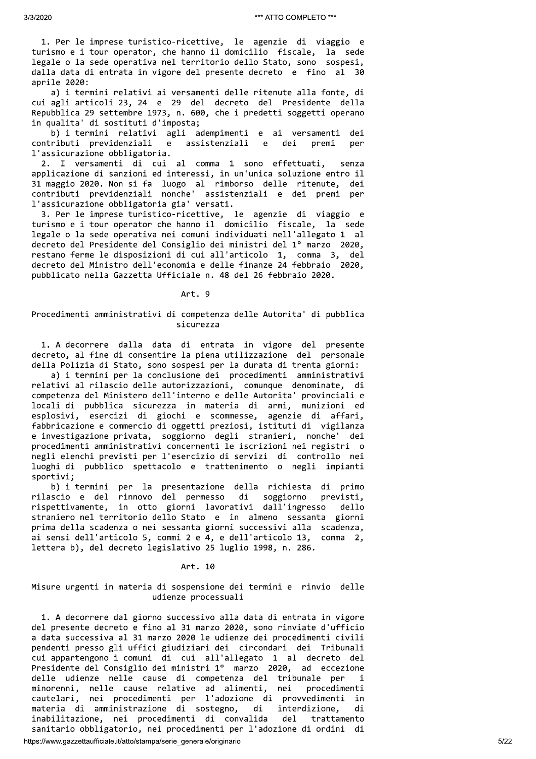1. Per le imprese turistico-ricettive, le agenzie di viaggio e turismo e i tour operator, che hanno il domicilio fiscale, la sede legale o la sede operativa nel territorio dello Stato, sono sospesi, dalla data di entrata in vigore del presente decreto e fino al 30 aprile 2020:

a) i termini relativi ai versamenti delle ritenute alla fonte, di cui agli articoli 23, 24 e 29 del decreto del Presidente della Repubblica 29 settembre 1973, n. 600, che i predetti soggetti operano in qualita' di sostituti d'imposta;

b) i termini relativi agli adempimenti e ai versamenti dei contributi previdenziali e assistenziali e dei premi per l'assicurazione obbligatoria.

2. I versamenti di cui al comma 1 sono effettuati, senza applicazione di sanzioni ed interessi, in un'unica soluzione entro il 31 maggio 2020. Non si fa luogo al rimborso delle ritenute, dei contributi previdenziali nonche' assistenziali e dei premi per l'assicurazione obbligatoria gia' versati.

3. Per le imprese turistico-ricettive, le agenzie di viaggio e turismo e i tour operator che hanno il domicilio fiscale, la sede legale o la sede operativa nei comuni individuati nell'allegato 1 al decreto del Presidente del Consiglio dei ministri del 1° marzo 2020, restano ferme le disposizioni di cui all'articolo 1, comma 3, del decreto del Ministro dell'economia e delle finanze 24 febbraio 2020, pubblicato nella Gazzetta Ufficiale n. 48 del 26 febbraio 2020.

## Art. 9

### Procedimenti amministrativi di competenza delle Autorita' di pubblica sicurezza

1. A decorrere dalla data di entrata in vigore del presente decreto, al fine di consentire la piena utilizzazione del personale della Polizia di Stato, sono sospesi per la durata di trenta giorni:

a) i termini per la conclusione dei procedimenti amministrativi relativi al rilascio delle autorizzazioni, comunque denominate, di competenza del Ministero dell'interno e delle Autorita' provinciali e locali di pubblica sicurezza in materia di armi, munizioni ed esplosivi, esercizi di giochi e scommesse, agenzie di affari, fabbricazione e commercio di oggetti preziosi, istituti di vigilanza e investigazione privata, soggiorno degli stranieri, nonche' dei procedimenti amministrativi concernenti le iscrizioni nei registri o negli elenchi previsti per l'esercizio di servizi di controllo nei luoghi di pubblico spettacolo e trattenimento o negli impianti sportivi;

b) i termini per la presentazione della richiesta di primo rilascio e del rinnovo del permesso di soggiorno previsti, rispettivamente, in otto giorni lavorativi dall'ingresso dello straniero nel territorio dello Stato e in almeno sessanta giorni prima della scadenza o nei sessanta giorni successivi alla scadenza, ai sensi dell'articolo 5, commi 2 e 4, e dell'articolo 13, comma 2, lettera b), del decreto legislativo 25 luglio 1998, n. 286.

## Art. 10

### Misure urgenti in materia di sospensione dei termini e rinvio delle udienze processuali

1. A decorrere dal giorno successivo alla data di entrata in vigore del presente decreto e fino al 31 marzo 2020, sono rinviate d'ufficio a data successiva al 31 marzo 2020 le udienze dei procedimenti civili pendenti presso gli uffici giudiziari dei circondari dei Tribunali cui appartengono i comuni di cui all'allegato 1 al decreto del Presidente del Consiglio dei ministri 1° marzo 2020, ad eccezione delle udienze nelle cause di competenza del tribunale per i minorenni, nelle cause relative ad alimenti, nei procedimenti cautelari, nei procedimenti per l'adozione di provvedimenti in materia di amministrazione di sostegno, di interdizione, di inabilitazione, nei procedimenti di convalida del trattamento sanitario obbligatorio, nei procedimenti per l'adozione di ordini di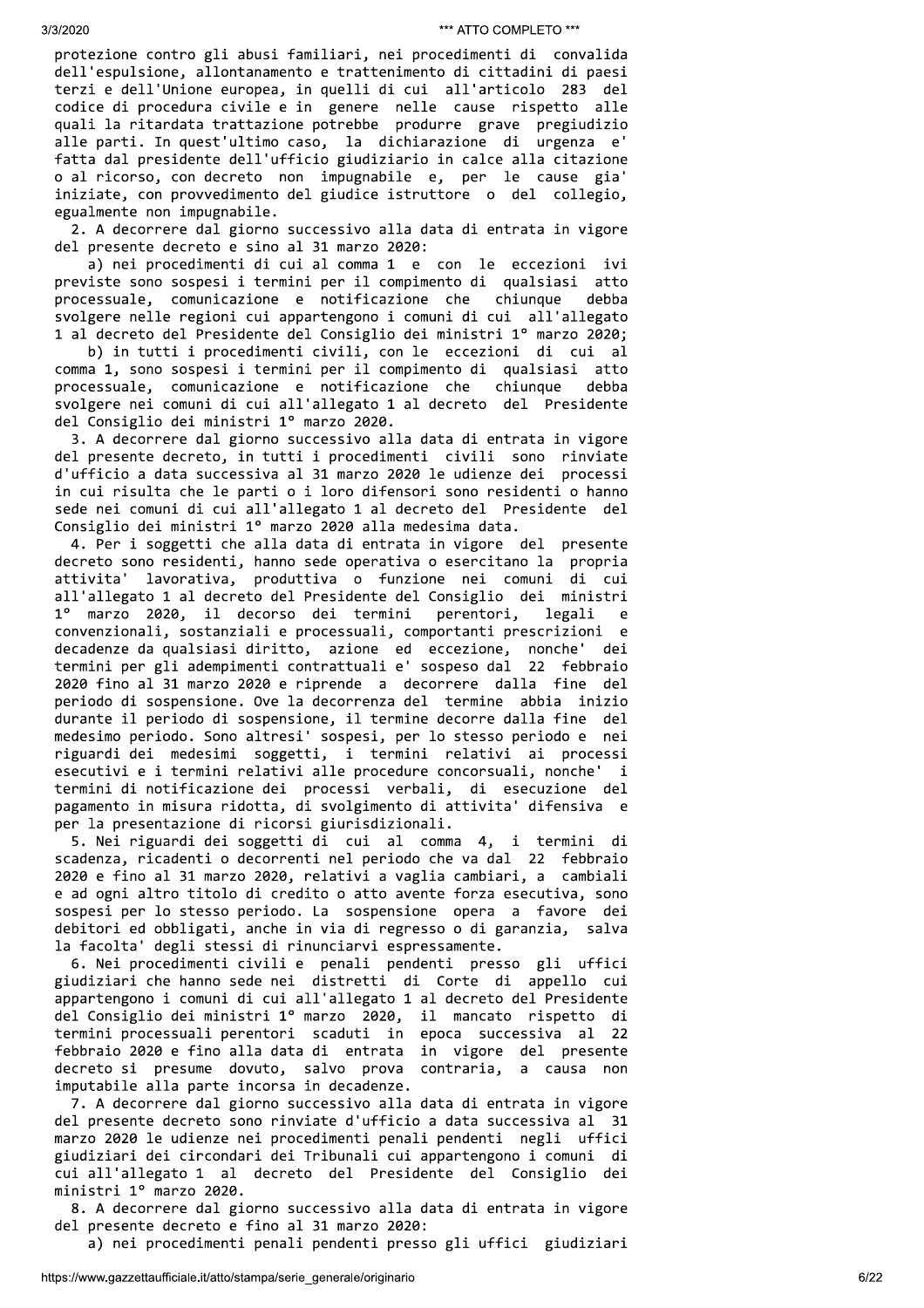protezione contro gli abusi familiari, nei procedimenti di convalida dell'espulsione, allontanamento e trattenimento di cittadini di paesi terzi e dell'Unione europea, in quelli di cui all'articolo 283 del codice di procedura civile e in genere nelle cause rispetto alle quali la ritardata trattazione potrebbe produrre grave pregiudizio alle parti. In quest'ultimo caso, la dichiarazione di urgenza e' fatta dal presidente dell'ufficio giudiziario in calce alla citazione o al ricorso, con decreto non impugnabile e, per le cause gia' iniziate, con provvedimento del giudice istruttore o del collegio, egualmente non impugnabile.

2. A decorrere dal giorno successivo alla data di entrata in vigore del presente decreto e sino al 31 marzo 2020:

a) nei procedimenti di cui al comma 1 e con le eccezioni ivi previste sono sospesi i termini per il compimento di qualsiasi atto processuale, comunicazione e notificazione che chiunque debba svolgere nelle regioni cui appartengono i comuni di cui all'allegato 1 al decreto del Presidente del Consiglio dei ministri 1° marzo 2020;

b) in tutti i procedimenti civili, con le eccezioni di cui al comma 1, sono sospesi i termini per il compimento di qualsiasi atto processuale, comunicazione e notificazione che chiunque debba svolgere nei comuni di cui all'allegato 1 al decreto del Presidente del Consiglio dei ministri 1° marzo 2020.

3. A decorrere dal giorno successivo alla data di entrata in vigore del presente decreto, in tutti i procedimenti civili sono rinviate d'ufficio a data successiva al 31 marzo 2020 le udienze dei processi in cui risulta che le parti o i loro difensori sono residenti o hanno sede nei comuni di cui all'allegato 1 al decreto del Presidente del Consiglio dei ministri 1° marzo 2020 alla medesima data.

4. Per i soggetti che alla data di entrata in vigore del presente decreto sono residenti, hanno sede operativa o esercitano la propria attivita' lavorativa, produttiva o funzione nei comuni di cui all'allegato 1 al decreto del Presidente del Consiglio dei ministri 1° marzo 2020, il decorso dei termini perentori, legali e convenzionali, sostanziali e processuali, comportanti prescrizioni e decadenze da qualsiasi diritto, azione ed eccezione, nonche' dei termini per gli adempimenti contrattuali e' sospeso dal 22 febbraio 2020 fino al 31 marzo 2020 e riprende a decorrere dalla fine del periodo di sospensione. Ove la decorrenza del termine abbia inizio durante il periodo di sospensione, il termine decorre dalla fine del medesimo periodo. Sono altresi' sospesi, per lo stesso periodo e nei riguardi dei medesimi soggetti, i termini relativi ai processi esecutivi e i termini relativi alle procedure concorsuali, nonche' i termini di notificazione dei processi verbali, di esecuzione del pagamento in misura ridotta, di svolgimento di attivita' difensiva e per la presentazione di ricorsi giurisdizionali.

5. Nei riguardi dei soggetti di cui al comma 4, i termini di scadenza, ricadenti o decorrenti nel periodo che va dal 22 febbraio 2020 e fino al 31 marzo 2020, relativi a vaglia cambiari, a cambiali e ad ogni altro titolo di credito o atto avente forza esecutiva, sono sospesi per lo stesso periodo. La sospensione opera a favore dei debitori ed obbligati, anche in via di regresso o di garanzia, salva la facolta' degli stessi di rinunciarvi espressamente.

6. Nei procedimenti civili e penali pendenti presso gli uffici giudiziari che hanno sede nei distretti di Corte di appello cui appartengono i comuni di cui all'allegato 1 al decreto del Presidente del Consiglio dei ministri 1° marzo 2020, il mancato rispetto di termini processuali perentori scaduti in epoca successiva al 22 febbraio 2020 e fino alla data di entrata in vigore del presente decreto si presume dovuto, salvo prova contraria, a causa non imputabile alla parte incorsa in decadenze.

7. A decorrere dal giorno successivo alla data di entrata in vigore del presente decreto sono rinviate d'ufficio a data successiva al 31 marzo 2020 le udienze nei procedimenti penali pendenti negli uffici giudiziari dei circondari dei Tribunali cui appartengono i comuni di cui all'allegato 1 al decreto del Presidente del Consiglio dei ministri 1° marzo 2020.

8. A decorrere dal giorno successivo alla data di entrata in vigore del presente decreto e fino al 31 marzo 2020:

a) nei procedimenti penali pendenti presso gli uffici giudiziari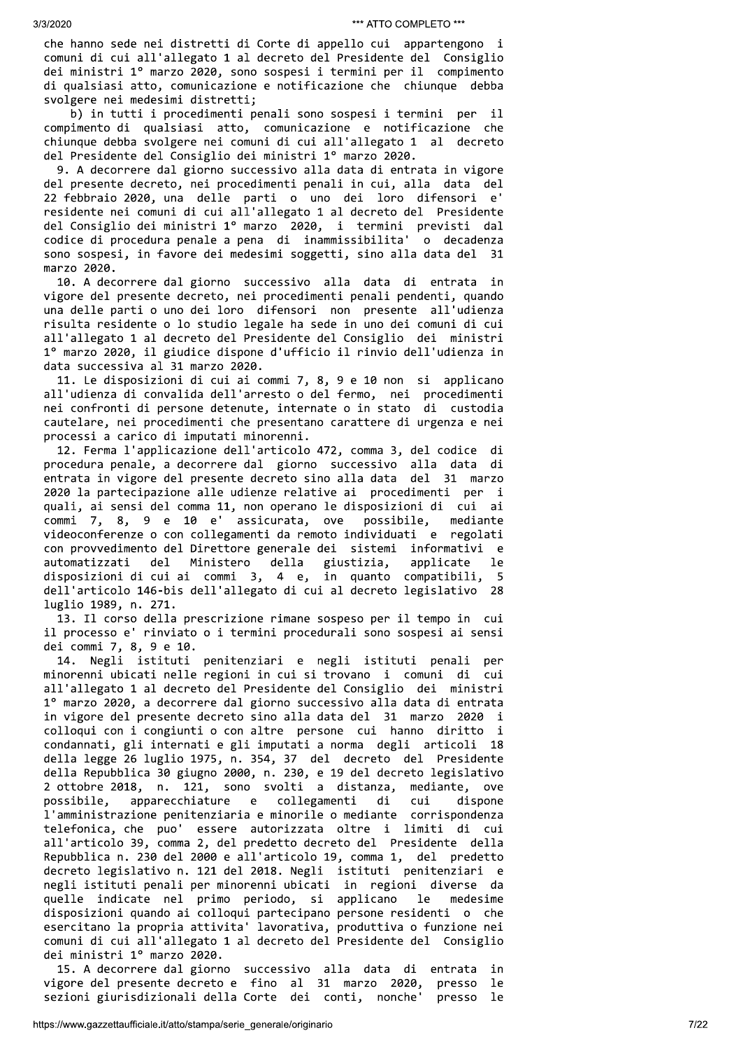che hanno sede nei distretti di Corte di appello cui appartengono i comuni di cui all'allegato 1 al decreto del Presidente del Consiglio dei ministri 1° marzo 2020, sono sospesi i termini per il compimento di qualsiasi atto, comunicazione e notificazione che chiunque debba svolgere nei medesimi distretti;

b) in tutti i procedimenti penali sono sospesi i termini per il compimento di qualsiasi atto, comunicazione e notificazione che chiunque debba svolgere nei comuni di cui all'allegato 1 al decreto del Presidente del Consiglio dei ministri 1° marzo 2020.

9. A decorrere dal giorno successivo alla data di entrata in vigore del presente decreto, nei procedimenti penali in cui, alla data del 22 febbraio 2020, una delle parti o uno dei loro difensori e' residente nei comuni di cui all'allegato 1 al decreto del Presidente del Consiglio dei ministri 1° marzo 2020, i termini previsti dal codice di procedura penale a pena di inammissibilita' o decadenza sono sospesi, in favore dei medesimi soggetti, sino alla data del 31 marzo 2020.

10. A decorrere dal giorno successivo alla data di entrata in vigore del presente decreto, nei procedimenti penali pendenti, quando una delle parti o uno dei loro difensori non presente all'udienza risulta residente o lo studio legale ha sede in uno dei comuni di cui all'allegato 1 al decreto del Presidente del Consiglio dei ministri 1° marzo 2020, il giudice dispone d'ufficio il rinvio dell'udienza in data successiva al 31 marzo 2020.

11. Le disposizioni di cui ai commi 7, 8, 9 e 10 non si applicano all'udienza di convalida dell'arresto o del fermo, nei procedimenti nei confronti di persone detenute, internate o in stato di custodia cautelare, nei procedimenti che presentano carattere di urgenza e nei processi a carico di imputati minorenni.

12. Ferma l'applicazione dell'articolo 472, comma 3, del codice di procedura penale, a decorrere dal giorno successivo alla data di entrata in vigore del presente decreto sino alla data del 31 marzo 2020 la partecipazione alle udienze relative ai procedimenti per i quali, ai sensi del comma 11, non operano le disposizioni di cui ai commi 7, 8, 9 e 10 e' assicurata, ove possibile, mediante videoconferenze o con collegamenti da remoto individuati e regolati con provvedimento del Direttore generale dei sistemi informativi e automatizzati del Ministero della giustizia, applicate le disposizioni di cui ai commi 3, 4 e, in quanto compatibili, 5 dell'articolo 146-bis dell'allegato di cui al decreto legislativo 28 luglio 1989, n. 271.

13. Il corso della prescrizione rimane sospeso per il tempo in cui il processo e' rinviato o i termini procedurali sono sospesi ai sensi dei commi 7, 8, 9 e 10.

14. Negli istituti penitenziari e negli istituti penali per minorenni ubicati nelle regioni in cui si trovano i comuni di cui all'allegato 1 al decreto del Presidente del Consiglio dei ministri 1° marzo 2020, a decorrere dal giorno successivo alla data di entrata in vigore del presente decreto sino alla data del 31 marzo 2020 i colloqui con i congiunti o con altre persone cui hanno diritto i condannati, gli internati e gli imputati a norma degli articoli 18 della legge 26 luglio 1975, n. 354, 37 del decreto del Presidente della Repubblica 30 giugno 2000, n. 230, e 19 del decreto legislativo 2 ottobre 2018, n. 121, sono svolti a distanza, mediante, ove possibile, apparecchiature e collegamenti di cui dispone l'amministrazione penitenziaria e minorile o mediante corrispondenza telefonica, che puo' essere autorizzata oltre i limiti di cui all'articolo 39, comma 2, del predetto decreto del Presidente della Repubblica n. 230 del 2000 e all'articolo 19, comma 1, del predetto decreto legislativo n. 121 del 2018. Negli istituti penitenziari e negli istituti penali per minorenni ubicati in regioni diverse da quelle indicate nel primo periodo, si applicano le medesime disposizioni quando ai colloqui partecipano persone residenti o che esercitano la propria attivita' lavorativa, produttiva o funzione nei comuni di cui all'allegato 1 al decreto del Presidente del Consiglio dei ministri 1° marzo 2020.

15. A decorrere dal giorno successivo alla data di entrata in vigore del presente decreto e fino al 31 marzo 2020, presso le sezioni giurisdizionali della Corte dei conti, nonche' presso le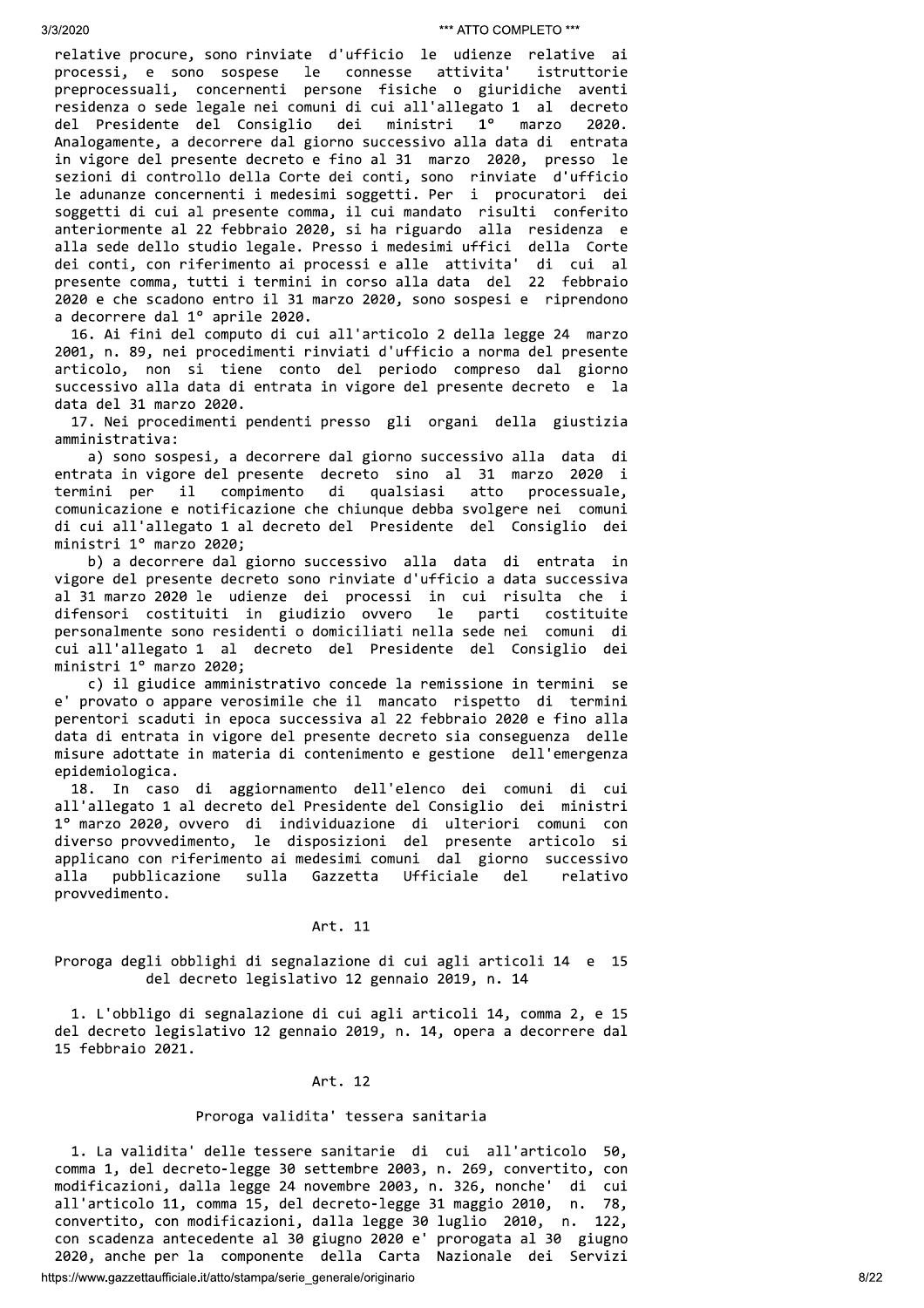relative procure, sono rinviate d'ufficio le udienze relative ai processi, e sono sospese le connesse attivita' istruttorie preprocessuali, concernenti persone fisiche o giuridiche aventi residenza o sede legale nei comuni di cui all'allegato 1 al decreto del Presidente del Consiglio dei ministri 1° marzo 2020. Analogamente, a decorrere dal giorno successivo alla data di entrata in vigore del presente decreto e fino al 31 marzo 2020, presso le sezioni di controllo della Corte dei conti, sono rinviate d'ufficio le adunanze concernenti i medesimi soggetti. Per i procuratori dei soggetti di cui al presente comma, il cui mandato risulti conferito anteriormente al 22 febbraio 2020, si ha riguardo alla residenza e alla sede dello studio legale. Presso i medesimi uffici della Corte dei conti, con riferimento ai processi e alle attivita' di cui al presente comma, tutti i termini in corso alla data del 22 febbraio 2020 e che scadono entro il 31 marzo 2020, sono sospesi e riprendono a decorrere dal 1° aprile 2020.

16. Ai fini del computo di cui all'articolo 2 della legge 24 marzo 2001, n. 89, nei procedimenti rinviati d'ufficio a norma del presente articolo, non si tiene conto del periodo compreso dal giorno successivo alla data di entrata in vigore del presente decreto e la data del 31 marzo 2020.

17. Nei procedimenti pendenti presso gli organi della giustizia amministrativa:

a) sono sospesi, a decorrere dal giorno successivo alla data di entrata in vigore del presente decreto sino al 31 marzo 2020 i termini per il compimento di qualsiasi atto processuale, comunicazione e notificazione che chiunque debba svolgere nei comuni di cui all'allegato 1 al decreto del Presidente del Consiglio dei ministri 1° marzo 2020;

b) a decorrere dal giorno successivo alla data di entrata in vigore del presente decreto sono rinviate d'ufficio a data successiva al 31 marzo 2020 le udienze dei processi in cui risulta che i difensori costituiti in giudizio ovvero le parti costituite personalmente sono residenti o domiciliati nella sede nei comuni di cui all'allegato 1 al decreto del Presidente del Consiglio dei ministri 1° marzo 2020;

c) il giudice amministrativo concede la remissione in termini se e' provato o appare verosimile che il mancato rispetto di termini perentori scaduti in epoca successiva al 22 febbraio 2020 e fino alla data di entrata in vigore del presente decreto sia conseguenza delle misure adottate in materia di contenimento e gestione dell'emergenza epidemiologica.

18. In caso di aggiornamento dell'elenco dei comuni di cui all'allegato 1 al decreto del Presidente del Consiglio dei ministri 1° marzo 2020, ovvero di individuazione di ulteriori comuni con diverso provvedimento, le disposizioni del presente articolo si applicano con riferimento ai medesimi comuni dal giorno successivo alla pubblicazione sulla Gazzetta Ufficiale del relativo provvedimento.

## Art. 11

### Proroga degli obblighi di segnalazione di cui agli articoli 14 e 15 del decreto legislativo 12 gennaio 2019, n. 14

1. L'obbligo di segnalazione di cui agli articoli 14, comma 2, e 15 del decreto legislativo 12 gennaio 2019, n. 14, opera a decorrere dal 15 febbraio 2021.

## Art. 12

### Proroga validita' tessera sanitaria

1. La validita' delle tessere sanitarie di cui all'articolo 50, comma 1, del decreto-legge 30 settembre 2003, n. 269, convertito, con modificazioni, dalla legge 24 novembre 2003, n. 326, nonche' di cui all'articolo 11, comma 15, del decreto-legge 31 maggio 2010, n. 78, convertito, con modificazioni, dalla legge 30 luglio 2010, n. 122, con scadenza antecedente al 30 giugno 2020 e' prorogata al 30 giugno 2020, anche per la componente della Carta Nazionale dei Servizi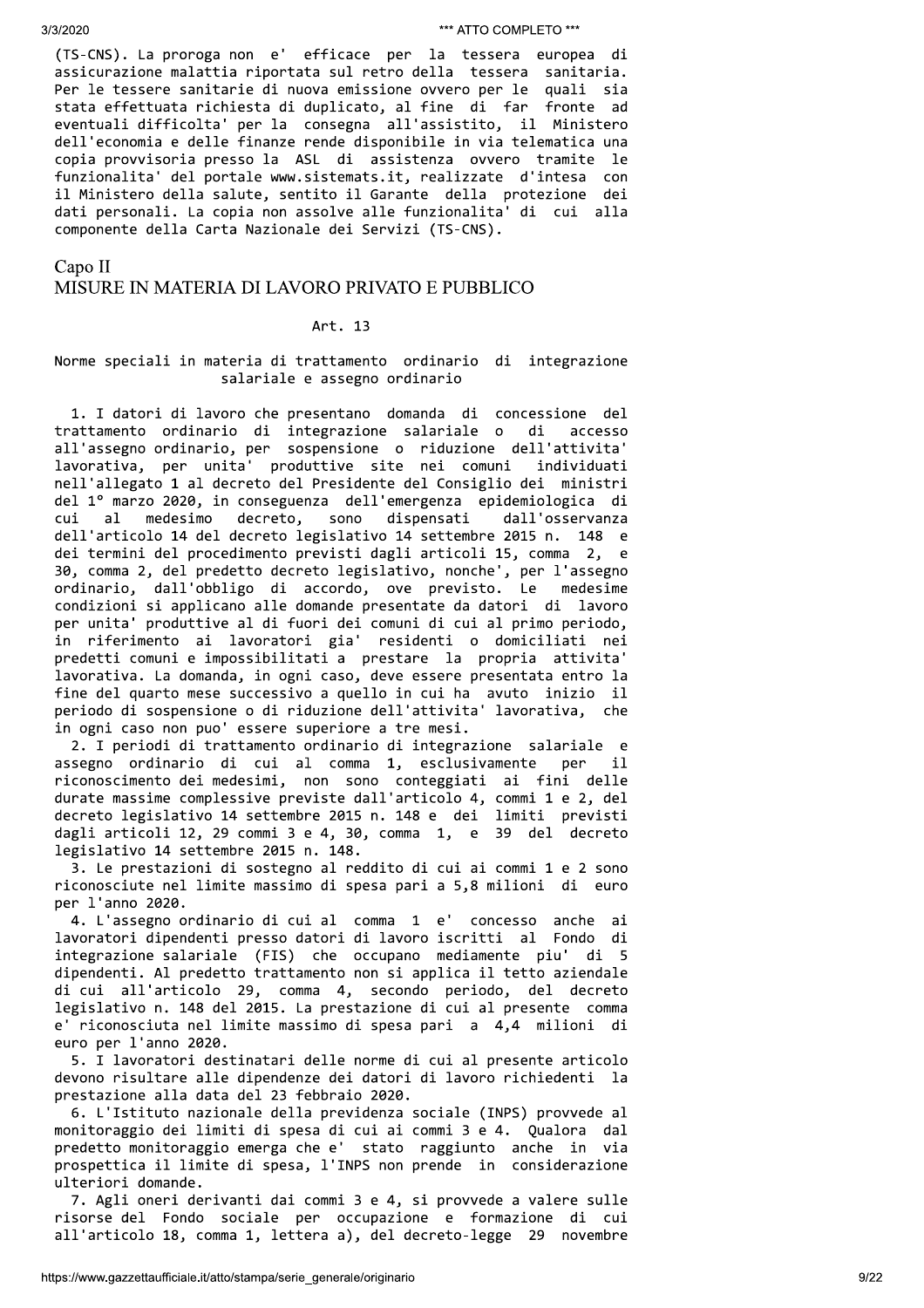(TS-CNS). La proroga non e' efficace per la tessera europea di assicurazione malattia riportata sul retro della tessera sanitaria. Per le tessere sanitarie di nuova emissione ovvero per le quali sia stata effettuata richiesta di duplicato, al fine di far fronte ad eventuali difficolta' per la consegna all'assistito, il Ministero dell'economia e delle finanze rende disponibile in via telematica una copia provvisoria presso la ASL di assistenza ovvero tramite le funzionalita' del portale www.sistemats.it, realizzate d'intesa con il Ministero della salute, sentito il Garante della protezione dei dati personali. La copia non assolve alle funzionalita' di cui alla componente della Carta Nazionale dei Servizi (TS-CNS).

## Capo II
## MISURE IN MATERIA DI LAVORO PRIVATO E PUBBLICO

### Art. 13

### Norme speciali in materia di trattamento ordinario di integrazione salariale e assegno ordinario

1. I datori di lavoro che presentano domanda di concessione del trattamento ordinario di integrazione salariale o di accesso all'assegno ordinario, per sospensione o riduzione dell'attivita' lavorativa, per unita' produttive site nei comuni individuati nell'allegato 1 al decreto del Presidente del Consiglio dei ministri del 1° marzo 2020, in conseguenza dell'emergenza epidemiologica di cui al medesimo decreto, sono dispensati dall'osservanza dell'articolo 14 del decreto legislativo 14 settembre 2015 n. 148 e dei termini del procedimento previsti dagli articoli 15, comma 2, e 30, comma 2, del predetto decreto legislativo, nonche', per l'assegno ordinario, dall'obbligo di accordo, ove previsto. Le medesime condizioni si applicano alle domande presentate da datori di lavoro per unita' produttive al di fuori dei comuni di cui al primo periodo, in riferimento ai lavoratori gia' residenti o domiciliati nei predetti comuni e impossibilitati a prestare la propria attivita' lavorativa. La domanda, in ogni caso, deve essere presentata entro la fine del quarto mese successivo a quello in cui ha avuto inizio il periodo di sospensione o di riduzione dell'attivita' lavorativa, che in ogni caso non puo' essere superiore a tre mesi.

2. I periodi di trattamento ordinario di integrazione salariale e assegno ordinario di cui al comma 1, esclusivamente per il riconoscimento dei medesimi, non sono conteggiati ai fini delle durate massime complessive previste dall'articolo 4, commi 1 e 2, del decreto legislativo 14 settembre 2015 n. 148 e dei limiti previsti dagli articoli 12, 29 commi 3 e 4, 30, comma 1, e 39 del decreto legislativo 14 settembre 2015 n. 148.

3. Le prestazioni di sostegno al reddito di cui ai commi 1 e 2 sono riconosciute nel limite massimo di spesa pari a 5,8 milioni di euro per l'anno 2020.

4. L'assegno ordinario di cui al comma 1 e' concesso anche ai lavoratori dipendenti presso datori di lavoro iscritti al Fondo di integrazione salariale (FIS) che occupano mediamente piu' di 5 dipendenti. Al predetto trattamento non si applica il tetto aziendale di cui all'articolo 29, comma 4, secondo periodo, del decreto legislativo n. 148 del 2015. La prestazione di cui al presente comma e' riconosciuta nel limite massimo di spesa pari a 4,4 milioni di euro per l'anno 2020.

5. I lavoratori destinatari delle norme di cui al presente articolo devono risultare alle dipendenze dei datori di lavoro richiedenti la prestazione alla data del 23 febbraio 2020.

6. L'Istituto nazionale della previdenza sociale (INPS) provvede al monitoraggio dei limiti di spesa di cui ai commi 3 e 4. Qualora dal predetto monitoraggio emerga che e' stato raggiunto anche in via prospettica il limite di spesa, l'INPS non prende in considerazione ulteriori domande.

7. Agli oneri derivanti dai commi 3 e 4, si provvede a valere sulle risorse del Fondo sociale per occupazione e formazione di cui all'articolo 18, comma 1, lettera a), del decreto-legge 29 novembre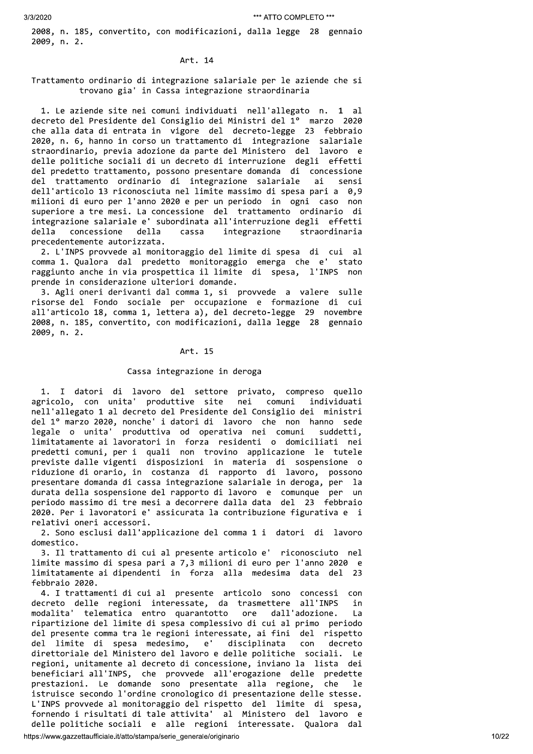2008, n. 185, convertito, con modificazioni, dalla legge 28 gennaio 2009, n. 2.

### Art. 14

**Trattamento ordinario di integrazione salariale per le aziende che si trovano gia' in Cassa integrazione straordinaria**

1. Le aziende site nei comuni individuati nell'allegato n. 1 al decreto del Presidente del Consiglio dei Ministri del 1° marzo 2020 che alla data di entrata in vigore del decreto-legge 23 febbraio 2020, n. 6, hanno in corso un trattamento di integrazione salariale straordinario, previa adozione da parte del Ministero del lavoro e delle politiche sociali di un decreto di interruzione degli effetti del predetto trattamento, possono presentare domanda di concessione del trattamento ordinario di integrazione salariale ai sensi dell'articolo 13 riconosciuta nel limite massimo di spesa pari a 0,9 milioni di euro per l'anno 2020 e per un periodo in ogni caso non superiore a tre mesi. La concessione del trattamento ordinario di integrazione salariale e' subordinata all'interruzione degli effetti della concessione della cassa integrazione straordinaria precedentemente autorizzata.

2. L'INPS provvede al monitoraggio del limite di spesa di cui al comma 1. Qualora dal predetto monitoraggio emerga che e' stato raggiunto anche in via prospettica il limite di spesa, l'INPS non prende in considerazione ulteriori domande.

3. Agli oneri derivanti dal comma 1, si provvede a valere sulle risorse del Fondo sociale per occupazione e formazione di cui all'articolo 18, comma 1, lettera a), del decreto-legge 29 novembre 2008, n. 185, convertito, con modificazioni, dalla legge 28 gennaio 2009, n. 2.

### Art. 15

**Cassa integrazione in deroga**

1. I datori di lavoro del settore privato, compreso quello agricolo, con unita' produttive site nei comuni individuati nell'allegato 1 al decreto del Presidente del Consiglio dei ministri del 1° marzo 2020, nonche' i datori di lavoro che non hanno sede legale o unita' produttiva od operativa nei comuni suddetti, limitatamente ai lavoratori in forza residenti o domiciliati nei predetti comuni, per i quali non trovino applicazione le tutele previste dalle vigenti disposizioni in materia di sospensione o riduzione di orario, in costanza di rapporto di lavoro, possono presentare domanda di cassa integrazione salariale in deroga, per la durata della sospensione del rapporto di lavoro e comunque per un periodo massimo di tre mesi a decorrere dalla data del 23 febbraio 2020. Per i lavoratori e' assicurata la contribuzione figurativa e i relativi oneri accessori.

2. Sono esclusi dall'applicazione del comma 1 i datori di lavoro domestico.

3. Il trattamento di cui al presente articolo e' riconosciuto nel limite massimo di spesa pari a 7,3 milioni di euro per l'anno 2020 e limitatamente ai dipendenti in forza alla medesima data del 23 febbraio 2020.

4. I trattamenti di cui al presente articolo sono concessi con decreto delle regioni interessate, da trasmettere all'INPS in modalita' telematica entro quarantotto ore dall'adozione. La ripartizione del limite di spesa complessivo di cui al primo periodo del presente comma tra le regioni interessate, ai fini del rispetto del limite di spesa medesimo, e' disciplinata con decreto direttoriale del Ministero del lavoro e delle politiche sociali. Le regioni, unitamente al decreto di concessione, inviano la lista dei beneficiari all'INPS, che provvede all'erogazione delle predette prestazioni. Le domande sono presentate alla regione, che le istruisce secondo l'ordine cronologico di presentazione delle stesse. L'INPS provvede al monitoraggio del rispetto del limite di spesa, fornendo i risultati di tale attivita' al Ministero del lavoro e delle politiche sociali e alle regioni interessate. Qualora dal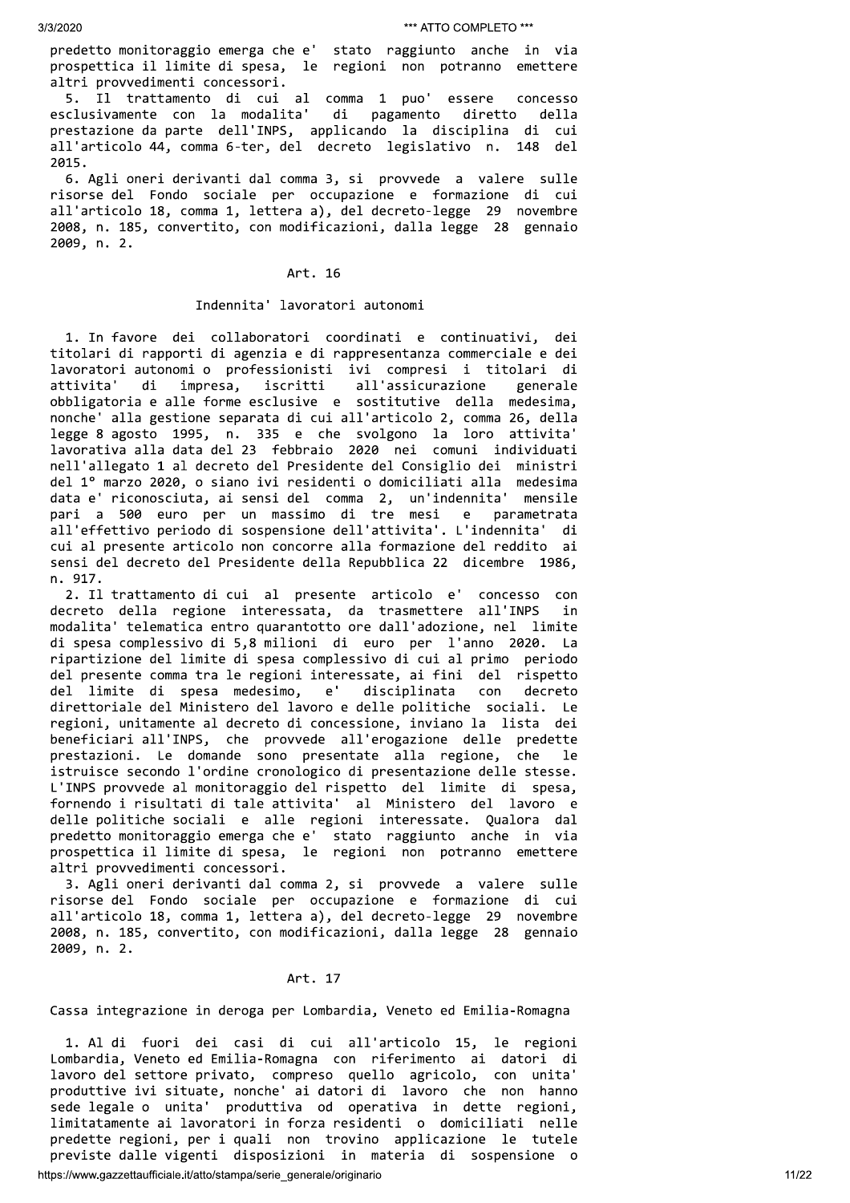predetto monitoraggio emerga che e' stato raggiunto anche in via prospettica il limite di spesa, le regioni non potranno emettere altri provvedimenti concessori.

5. Il trattamento di cui al comma 1 puo' essere concesso esclusivamente con la modalita' di pagamento diretto della prestazione da parte dell'INPS, applicando la disciplina di cui all'articolo 44, comma 6-ter, del decreto legislativo n. 148 del 2015.

6. Agli oneri derivanti dal comma 3, si provvede a valere sulle risorse del Fondo sociale per occupazione e formazione di cui all'articolo 18, comma 1, lettera a), del decreto-legge 29 novembre 2008, n. 185, convertito, con modificazioni, dalla legge 28 gennaio 2009, n. 2.

## Art. 16

### Indennita' lavoratori autonomi

1. In favore dei collaboratori coordinati e continuativi, dei titolari di rapporti di agenzia e di rappresentanza commerciale e dei lavoratori autonomi o professionisti ivi compresi i titolari di attivita' di impresa, iscritti all'assicurazione generale obbligatoria e alle forme esclusive e sostitutive della medesima, nonche' alla gestione separata di cui all'articolo 2, comma 26, della legge 8 agosto 1995, n. 335 e che svolgono la loro attivita' lavorativa alla data del 23 febbraio 2020 nei comuni individuati nell'allegato 1 al decreto del Presidente del Consiglio dei ministri del 1° marzo 2020, o siano ivi residenti o domiciliati alla medesima data e' riconosciuta, ai sensi del comma 2, un'indennita' mensile pari a 500 euro per un massimo di tre mesi e parametrata all'effettivo periodo di sospensione dell'attivita'. L'indennita' di cui al presente articolo non concorre alla formazione del reddito ai sensi del decreto del Presidente della Repubblica 22 dicembre 1986, n. 917.

2. Il trattamento di cui al presente articolo e' concesso con decreto della regione interessata, da trasmettere all'INPS in modalita' telematica entro quarantotto ore dall'adozione, nel limite di spesa complessivo di 5,8 milioni di euro per l'anno 2020. La ripartizione del limite di spesa complessivo di cui al primo periodo del presente comma tra le regioni interessate, ai fini del rispetto del limite di spesa medesimo, e' disciplinata con decreto direttoriale del Ministero del lavoro e delle politiche sociali. Le regioni, unitamente al decreto di concessione, inviano la lista dei beneficiari all'INPS, che provvede all'erogazione delle predette prestazioni. Le domande sono presentate alla regione, che le istruisce secondo l'ordine cronologico di presentazione delle stesse. L'INPS provvede al monitoraggio del rispetto del limite di spesa, fornendo i risultati di tale attivita' al Ministero del lavoro e delle politiche sociali e alle regioni interessate. Qualora dal predetto monitoraggio emerga che e' stato raggiunto anche in via prospettica il limite di spesa, le regioni non potranno emettere altri provvedimenti concessori.

3. Agli oneri derivanti dal comma 2, si provvede a valere sulle risorse del Fondo sociale per occupazione e formazione di cui all'articolo 18, comma 1, lettera a), del decreto-legge 29 novembre 2008, n. 185, convertito, con modificazioni, dalla legge 28 gennaio 2009, n. 2.

## Art. 17

### Cassa integrazione in deroga per Lombardia, Veneto ed Emilia-Romagna

1. Al di fuori dei casi di cui all'articolo 15, le regioni Lombardia, Veneto ed Emilia-Romagna con riferimento ai datori di lavoro del settore privato, compreso quello agricolo, con unita' produttive ivi situate, nonche' ai datori di lavoro che non hanno sede legale o unita' produttiva od operativa in dette regioni, limitatamente ai lavoratori in forza residenti o domiciliati nelle predette regioni, per i quali non trovino applicazione le tutele previste dalle vigenti disposizioni in materia di sospensione o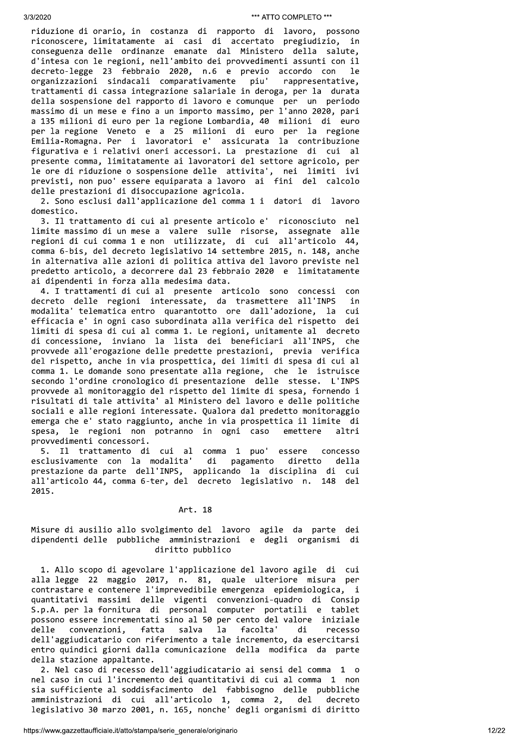riduzione di orario, in costanza di rapporto di lavoro, possono riconoscere, limitatamente ai casi di accertato pregiudizio, in conseguenza delle ordinanze emanate dal Ministero della salute, d'intesa con le regioni, nell'ambito dei provvedimenti assunti con il decreto-legge 23 febbraio 2020, n.6 e previo accordo con le organizzazioni sindacali comparativamente piu' rappresentative, trattamenti di cassa integrazione salariale in deroga, per la durata della sospensione del rapporto di lavoro e comunque per un periodo massimo di un mese e fino a un importo massimo, per l'anno 2020, pari a 135 milioni di euro per la regione Lombardia, 40 milioni di euro per la regione Veneto e a 25 milioni di euro per la regione Emilia-Romagna. Per i lavoratori e' assicurata la contribuzione figurativa e i relativi oneri accessori. La prestazione di cui al presente comma, limitatamente ai lavoratori del settore agricolo, per le ore di riduzione o sospensione delle attivita', nei limiti ivi previsti, non puo' essere equiparata a lavoro ai fini del calcolo delle prestazioni di disoccupazione agricola.

2. Sono esclusi dall'applicazione del comma 1 i datori di lavoro domestico.

3. Il trattamento di cui al presente articolo e' riconosciuto nel limite massimo di un mese a valere sulle risorse, assegnate alle regioni di cui comma 1 e non utilizzate, di cui all'articolo 44, comma 6-bis, del decreto legislativo 14 settembre 2015, n. 148, anche in alternativa alle azioni di politica attiva del lavoro previste nel predetto articolo, a decorrere dal 23 febbraio 2020 e limitatamente ai dipendenti in forza alla medesima data.

4. I trattamenti di cui al presente articolo sono concessi con decreto delle regioni interessate, da trasmettere all'INPS in modalita' telematica entro quarantotto ore dall'adozione, la cui efficacia e' in ogni caso subordinata alla verifica del rispetto dei limiti di spesa di cui al comma 1. Le regioni, unitamente al decreto di concessione, inviano la lista dei beneficiari all'INPS, che provvede all'erogazione delle predette prestazioni, previa verifica del rispetto, anche in via prospettica, dei limiti di spesa di cui al comma 1. Le domande sono presentate alla regione, che le istruisce secondo l'ordine cronologico di presentazione delle stesse. L'INPS provvede al monitoraggio del rispetto del limite di spesa, fornendo i risultati di tale attivita' al Ministero del lavoro e delle politiche sociali e alle regioni interessate. Qualora dal predetto monitoraggio emerga che e' stato raggiunto, anche in via prospettica il limite di spesa, le regioni non potranno in ogni caso emettere altri provvedimenti concessori.

5. Il trattamento di cui al comma 1 puo' essere concesso esclusivamente con la modalita' di pagamento diretto della prestazione da parte dell'INPS, applicando la disciplina di cui all'articolo 44, comma 6-ter, del decreto legislativo n. 148 del 2015.

## Art. 18

### Misure di ausilio allo svolgimento del lavoro agile da parte dei dipendenti delle pubbliche amministrazioni e degli organismi di diritto pubblico

1. Allo scopo di agevolare l'applicazione del lavoro agile di cui alla legge 22 maggio 2017, n. 81, quale ulteriore misura per contrastare e contenere l'imprevedibile emergenza epidemiologica, i quantitativi massimi delle vigenti convenzioni-quadro di Consip S.p.A. per la fornitura di personal computer portatili e tablet possono essere incrementati sino al 50 per cento del valore iniziale delle convenzioni, fatta salva la facolta' di recesso dell'aggiudicatario con riferimento a tale incremento, da esercitarsi entro quindici giorni dalla comunicazione della modifica da parte della stazione appaltante.

2. Nel caso di recesso dell'aggiudicatario ai sensi del comma 1 o nel caso in cui l'incremento dei quantitativi di cui al comma 1 non sia sufficiente al soddisfacimento del fabbisogno delle pubbliche amministrazioni di cui all'articolo 1, comma 2, del decreto legislativo 30 marzo 2001, n. 165, nonche' degli organismi di diritto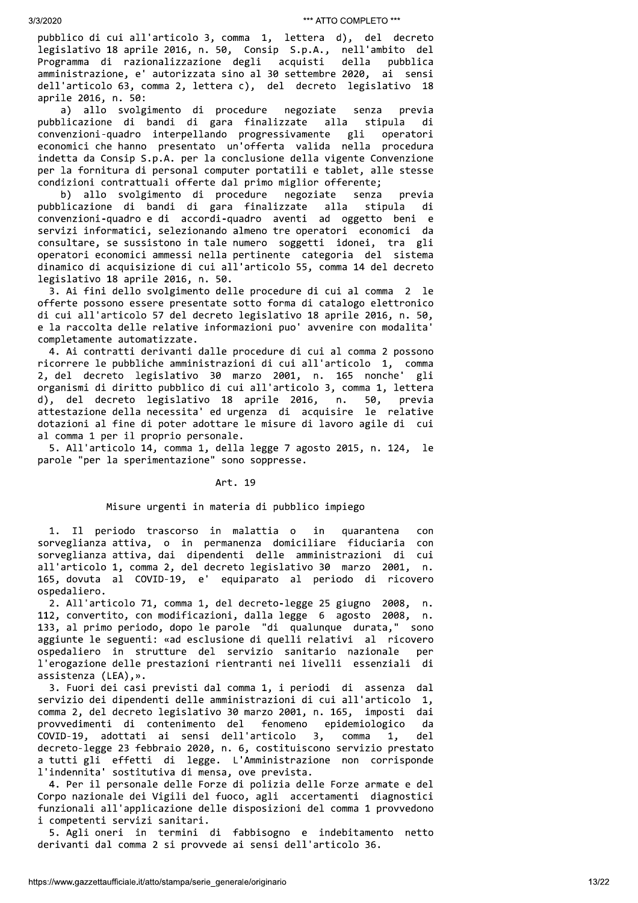pubblico di cui all'articolo 3, comma 1, lettera d), del decreto legislativo 18 aprile 2016, n. 50, Consip S.p.A., nell'ambito del Programma di razionalizzazione degli acquisti della pubblica amministrazione, e' autorizzata sino al 30 settembre 2020, ai sensi dell'articolo 63, comma 2, lettera c), del decreto legislativo 18 aprile 2016, n. 50:

a) allo svolgimento di procedure negoziate senza previa pubblicazione di bandi di gara finalizzate alla stipula di convenzioni-quadro interpellando progressivamente gli operatori economici che hanno presentato un'offerta valida nella procedura indetta da Consip S.p.A. per la conclusione della vigente Convenzione per la fornitura di personal computer portatili e tablet, alle stesse condizioni contrattuali offerte dal primo miglior offerente;

b) allo svolgimento di procedure negoziate senza previa pubblicazione di bandi di gara finalizzate alla stipula di convenzioni-quadro e di accordi-quadro aventi ad oggetto beni e servizi informatici, selezionando almeno tre operatori economici da consultare, se sussistono in tale numero soggetti idonei, tra gli operatori economici ammessi nella pertinente categoria del sistema dinamico di acquisizione di cui all'articolo 55, comma 14 del decreto legislativo 18 aprile 2016, n. 50.

3. Ai fini dello svolgimento delle procedure di cui al comma 2 le offerte possono essere presentate sotto forma di catalogo elettronico di cui all'articolo 57 del decreto legislativo 18 aprile 2016, n. 50, e la raccolta delle relative informazioni puo' avvenire con modalita' completamente automatizzate.

4. Ai contratti derivanti dalle procedure di cui al comma 2 possono ricorrere le pubbliche amministrazioni di cui all'articolo 1, comma 2, del decreto legislativo 30 marzo 2001, n. 165 nonche' gli organismi di diritto pubblico di cui all'articolo 3, comma 1, lettera d), del decreto legislativo 18 aprile 2016, n. 50, previa attestazione della necessita' ed urgenza di acquisire le relative dotazioni al fine di poter adottare le misure di lavoro agile di cui al comma 1 per il proprio personale.

5. All'articolo 14, comma 1, della legge 7 agosto 2015, n. 124, le parole "per la sperimentazione" sono soppresse.

## Art. 19

### Misure urgenti in materia di pubblico impiego

1. Il periodo trascorso in malattia o in quarantena con sorveglianza attiva, o in permanenza domiciliare fiduciaria con sorveglianza attiva, dai dipendenti delle amministrazioni di cui all'articolo 1, comma 2, del decreto legislativo 30 marzo 2001, n. 165, dovuta al COVID-19, e' equiparato al periodo di ricovero ospedaliero.

2. All'articolo 71, comma 1, del decreto-legge 25 giugno 2008, n. 112, convertito, con modificazioni, dalla legge 6 agosto 2008, n. 133, al primo periodo, dopo le parole "di qualunque durata," sono aggiunte le seguenti: «ad esclusione di quelli relativi al ricovero ospedaliero in strutture del servizio sanitario nazionale per l'erogazione delle prestazioni rientranti nei livelli essenziali di assistenza (LEA),».

3. Fuori dei casi previsti dal comma 1, i periodi di assenza dal servizio dei dipendenti delle amministrazioni di cui all'articolo 1, comma 2, del decreto legislativo 30 marzo 2001, n. 165, imposti dai provvedimenti di contenimento del fenomeno epidemiologico da COVID-19, adottati ai sensi dell'articolo 3, comma 1, del decreto-legge 23 febbraio 2020, n. 6, costituiscono servizio prestato a tutti gli effetti di legge. L'Amministrazione non corrisponde l'indennita' sostitutiva di mensa, ove prevista.

4. Per il personale delle Forze di polizia delle Forze armate e del Corpo nazionale dei Vigili del fuoco, agli accertamenti diagnostici funzionali all'applicazione delle disposizioni del comma 1 provvedono i competenti servizi sanitari.

5. Agli oneri in termini di fabbisogno e indebitamento netto derivanti dal comma 2 si provvede ai sensi dell'articolo 36.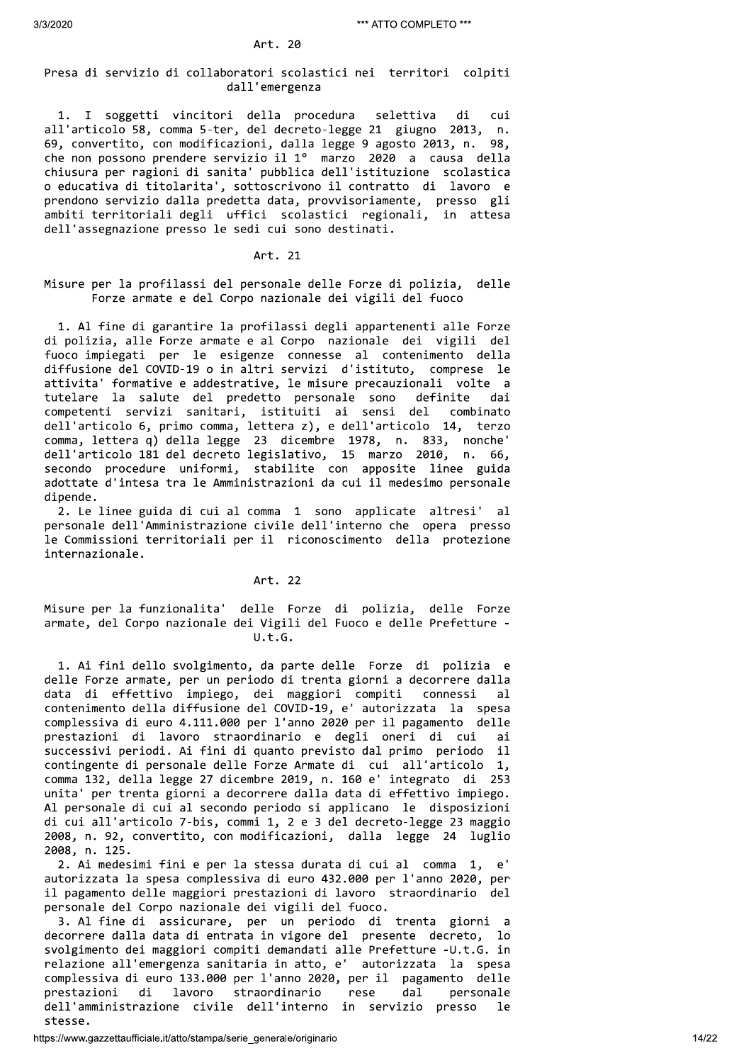### Art. 20

**Presa di servizio di collaboratori scolastici nei territori colpiti dall'emergenza**

1. I soggetti vincitori della procedura selettiva di cui all'articolo 58, comma 5-ter, del decreto-legge 21 giugno 2013, n. 69, convertito, con modificazioni, dalla legge 9 agosto 2013, n. 98, che non possono prendere servizio il 1° marzo 2020 a causa della chiusura per ragioni di sanita' pubblica dell'istituzione scolastica o educativa di titolarita', sottoscrivono il contratto di lavoro e prendono servizio dalla predetta data, provvisoriamente, presso gli ambiti territoriali degli uffici scolastici regionali, in attesa dell'assegnazione presso le sedi cui sono destinati.

### Art. 21

**Misure per la profilassi del personale delle Forze di polizia, delle Forze armate e del Corpo nazionale dei vigili del fuoco**

1. Al fine di garantire la profilassi degli appartenenti alle Forze di polizia, alle Forze armate e al Corpo nazionale dei vigili del fuoco impiegati per le esigenze connesse al contenimento della diffusione del COVID-19 o in altri servizi d'istituto, comprese le attivita' formative e addestrative, le misure precauzionali volte a tutelare la salute del predetto personale sono definite dai competenti servizi sanitari, istituiti ai sensi del combinato dell'articolo 6, primo comma, lettera z), e dell'articolo 14, terzo comma, lettera q) della legge 23 dicembre 1978, n. 833, nonche' dell'articolo 181 del decreto legislativo, 15 marzo 2010, n. 66, secondo procedure uniformi, stabilite con apposite linee guida adottate d'intesa tra le Amministrazioni da cui il medesimo personale dipende.

2. Le linee guida di cui al comma 1 sono applicate altresi' al personale dell'Amministrazione civile dell'interno che opera presso le Commissioni territoriali per il riconoscimento della protezione internazionale.

### Art. 22

**Misure per la funzionalita' delle Forze di polizia, delle Forze armate, del Corpo nazionale dei Vigili del Fuoco e delle Prefetture - U.t.G.**

1. Ai fini dello svolgimento, da parte delle Forze di polizia e delle Forze armate, per un periodo di trenta giorni a decorrere dalla data di effettivo impiego, dei maggiori compiti connessi al contenimento della diffusione del COVID-19, e' autorizzata la spesa complessiva di euro 4.111.000 per l'anno 2020 per il pagamento delle prestazioni di lavoro straordinario e degli oneri di cui ai successivi periodi. Ai fini di quanto previsto dal primo periodo il contingente di personale delle Forze Armate di cui all'articolo 1, comma 132, della legge 27 dicembre 2019, n. 160 e' integrato di 253 unita' per trenta giorni a decorrere dalla data di effettivo impiego. Al personale di cui al secondo periodo si applicano le disposizioni di cui all'articolo 7-bis, commi 1, 2 e 3 del decreto-legge 23 maggio 2008, n. 92, convertito, con modificazioni, dalla legge 24 luglio 2008, n. 125.

2. Ai medesimi fini e per la stessa durata di cui al comma 1, e' autorizzata la spesa complessiva di euro 432.000 per l'anno 2020, per il pagamento delle maggiori prestazioni di lavoro straordinario del personale del Corpo nazionale dei vigili del fuoco.

3. Al fine di assicurare, per un periodo di trenta giorni a decorrere dalla data di entrata in vigore del presente decreto, lo svolgimento dei maggiori compiti demandati alle Prefetture -U.t.G. in relazione all'emergenza sanitaria in atto, e' autorizzata la spesa complessiva di euro 133.000 per l'anno 2020, per il pagamento delle prestazioni di lavoro straordinario rese dal personale dell'amministrazione civile dell'interno in servizio presso le stesse.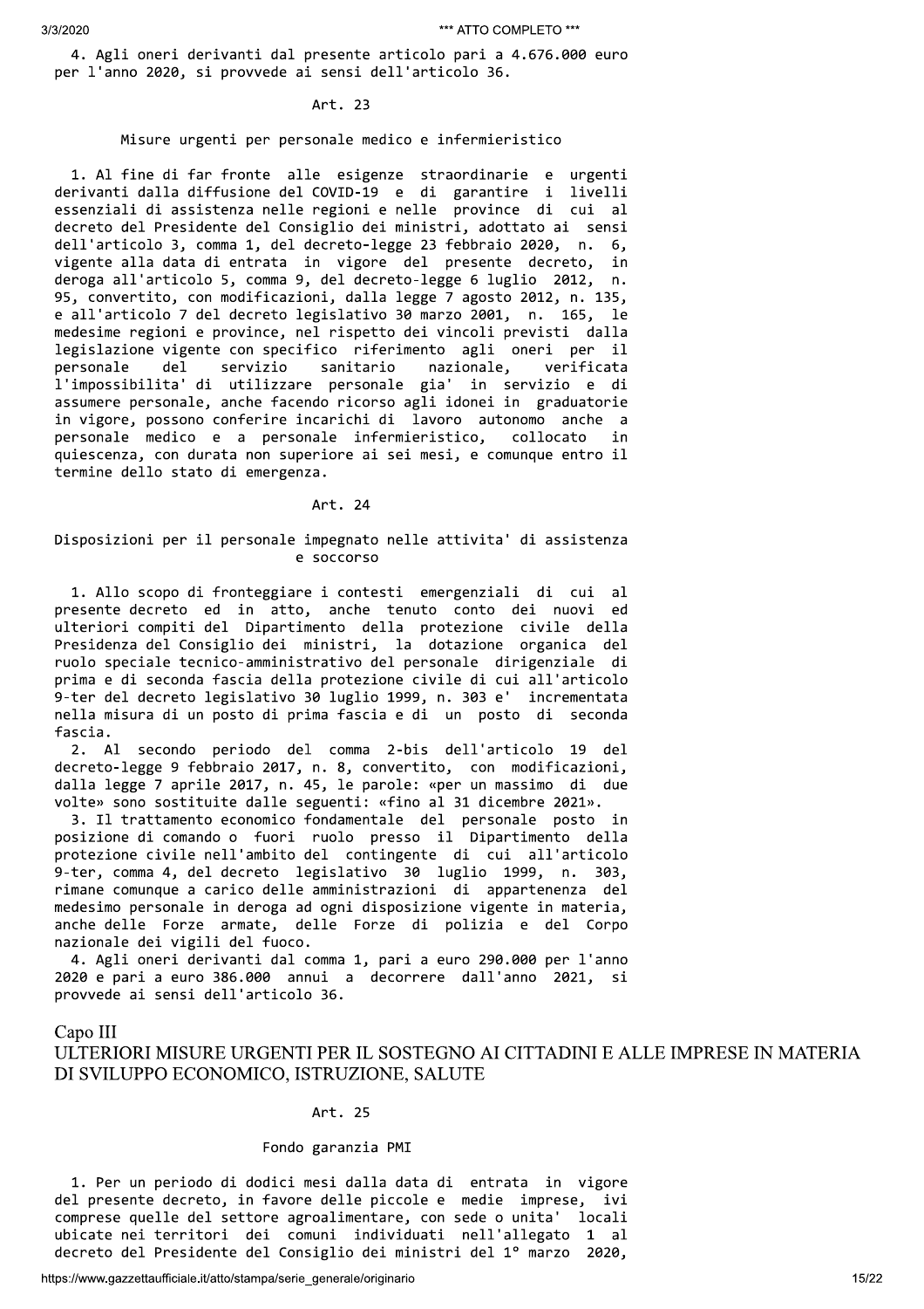4. Agli oneri derivanti dal presente articolo pari a 4.676.000 euro per l'anno 2020, si provvede ai sensi dell'articolo 36.

Art. 23

Misure urgenti per personale medico e infermieristico

1. Al fine di far fronte alle esigenze straordinarie e urgenti derivanti dalla diffusione del COVID-19 e di garantire i livelli essenziali di assistenza nelle regioni e nelle province di cui al decreto del Presidente del Consiglio dei ministri, adottato ai sensi dell'articolo 3, comma 1, del decreto-legge 23 febbraio 2020, n. 6, vigente alla data di entrata in vigore del presente decreto, in deroga all'articolo 5, comma 9, del decreto-legge 6 luglio 2012, n. 95, convertito, con modificazioni, dalla legge 7 agosto 2012, n. 135, e all'articolo 7 del decreto legislativo 30 marzo 2001, n. 165, le medesime regioni e province, nel rispetto dei vincoli previsti dalla legislazione vigente con specifico riferimento agli oneri per il personale del servizio sanitario nazionale, verificata l'impossibilita' di utilizzare personale gia' in servizio e di assumere personale, anche facendo ricorso agli idonei in graduatorie in vigore, possono conferire incarichi di lavoro autonomo anche a personale medico e a personale infermieristico, collocato in quiescenza, con durata non superiore ai sei mesi, e comunque entro il termine dello stato di emergenza.

Art. 24

Disposizioni per il personale impegnato nelle attivita' di assistenza e soccorso

1. Allo scopo di fronteggiare i contesti emergenziali di cui al presente decreto ed in atto, anche tenuto conto dei nuovi ed ulteriori compiti del Dipartimento della protezione civile della Presidenza del Consiglio dei ministri, la dotazione organica del ruolo speciale tecnico-amministrativo del personale dirigenziale di prima e di seconda fascia della protezione civile di cui all'articolo 9-ter del decreto legislativo 30 luglio 1999, n. 303 e' incrementata nella misura di un posto di prima fascia e di un posto di seconda fascia.

2. Al secondo periodo del comma 2-bis dell'articolo 19 del decreto-legge 9 febbraio 2017, n. 8, convertito, con modificazioni, dalla legge 7 aprile 2017, n. 45, le parole: «per un massimo di due volte» sono sostituite dalle seguenti: «fino al 31 dicembre 2021».

3. Il trattamento economico fondamentale del personale posto in posizione di comando o fuori ruolo presso il Dipartimento della protezione civile nell'ambito del contingente di cui all'articolo 9-ter, comma 4, del decreto legislativo 30 luglio 1999, n. 303, rimane comunque a carico delle amministrazioni di appartenenza del medesimo personale in deroga ad ogni disposizione vigente in materia, anche delle Forze armate, delle Forze di polizia e del Corpo nazionale dei vigili del fuoco.

4. Agli oneri derivanti dal comma 1, pari a euro 290.000 per l'anno 2020 e pari a euro 386.000 annui a decorrere dall'anno 2021, si provvede ai sensi dell'articolo 36.

## Capo III
## ULTERIORI MISURE URGENTI PER IL SOSTEGNO AI CITTADINI E ALLE IMPRESE IN MATERIA DI SVILUPPO ECONOMICO, ISTRUZIONE, SALUTE

Art. 25

Fondo garanzia PMI

1. Per un periodo di dodici mesi dalla data di entrata in vigore del presente decreto, in favore delle piccole e medie imprese, ivi comprese quelle del settore agroalimentare, con sede o unita' locali ubicate nei territori dei comuni individuati nell'allegato 1 al decreto del Presidente del Consiglio dei ministri del 1° marzo 2020,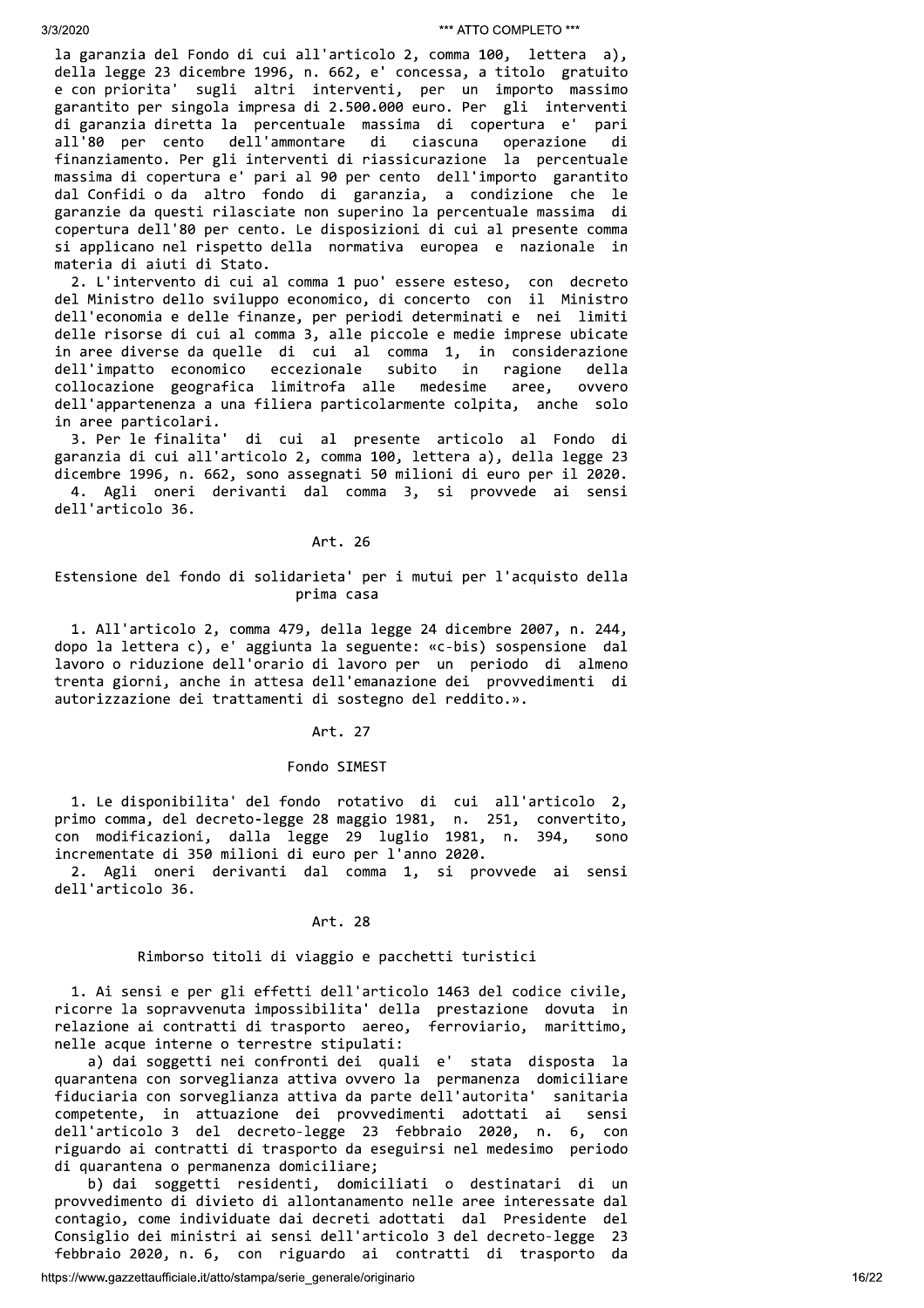la garanzia del Fondo di cui all'articolo 2, comma 100, lettera a), della legge 23 dicembre 1996, n. 662, e' concessa, a titolo gratuito e con priorita' sugli altri interventi, per un importo massimo garantito per singola impresa di 2.500.000 euro. Per gli interventi di garanzia diretta la percentuale massima di copertura e' pari all'80 per cento dell'ammontare di ciascuna operazione di finanziamento. Per gli interventi di riassicurazione la percentuale massima di copertura e' pari al 90 per cento dell'importo garantito dal Confidi o da altro fondo di garanzia, a condizione che le garanzie da questi rilasciate non superino la percentuale massima di copertura dell'80 per cento. Le disposizioni di cui al presente comma si applicano nel rispetto della normativa europea e nazionale in materia di aiuti di Stato.

2. L'intervento di cui al comma 1 puo' essere esteso, con decreto del Ministro dello sviluppo economico, di concerto con il Ministro dell'economia e delle finanze, per periodi determinati e nei limiti delle risorse di cui al comma 3, alle piccole e medie imprese ubicate in aree diverse da quelle di cui al comma 1, in considerazione dell'impatto economico eccezionale subito in ragione della collocazione geografica limitrofa alle medesime aree, ovvero dell'appartenenza a una filiera particolarmente colpita, anche solo in aree particolari.

3. Per le finalita' di cui al presente articolo al Fondo di garanzia di cui all'articolo 2, comma 100, lettera a), della legge 23 dicembre 1996, n. 662, sono assegnati 50 milioni di euro per il 2020.

4. Agli oneri derivanti dal comma 3, si provvede ai sensi dell'articolo 36.

## Art. 26

### Estensione del fondo di solidarieta' per i mutui per l'acquisto della prima casa

1. All'articolo 2, comma 479, della legge 24 dicembre 2007, n. 244, dopo la lettera c), e' aggiunta la seguente: «c-bis) sospensione dal lavoro o riduzione dell'orario di lavoro per un periodo di almeno trenta giorni, anche in attesa dell'emanazione dei provvedimenti di autorizzazione dei trattamenti di sostegno del reddito.».

## Art. 27

### Fondo SIMEST

1. Le disponibilita' del fondo rotativo di cui all'articolo 2, primo comma, del decreto-legge 28 maggio 1981, n. 251, convertito, con modificazioni, dalla legge 29 luglio 1981, n. 394, sono incrementate di 350 milioni di euro per l'anno 2020.

2. Agli oneri derivanti dal comma 1, si provvede ai sensi dell'articolo 36.

## Art. 28

### Rimborso titoli di viaggio e pacchetti turistici

1. Ai sensi e per gli effetti dell'articolo 1463 del codice civile, ricorre la sopravvenuta impossibilita' della prestazione dovuta in relazione ai contratti di trasporto aereo, ferroviario, marittimo, nelle acque interne o terrestre stipulati:

a) dai soggetti nei confronti dei quali e' stata disposta la quarantena con sorveglianza attiva ovvero la permanenza domiciliare fiduciaria con sorveglianza attiva da parte dell'autorita' sanitaria competente, in attuazione dei provvedimenti adottati ai sensi dell'articolo 3 del decreto-legge 23 febbraio 2020, n. 6, con riguardo ai contratti di trasporto da eseguirsi nel medesimo periodo di quarantena o permanenza domiciliare;

b) dai soggetti residenti, domiciliati o destinatari di un provvedimento di divieto di allontanamento nelle aree interessate dal contagio, come individuate dai decreti adottati dal Presidente del Consiglio dei ministri ai sensi dell'articolo 3 del decreto-legge 23 febbraio 2020, n. 6, con riguardo ai contratti di trasporto da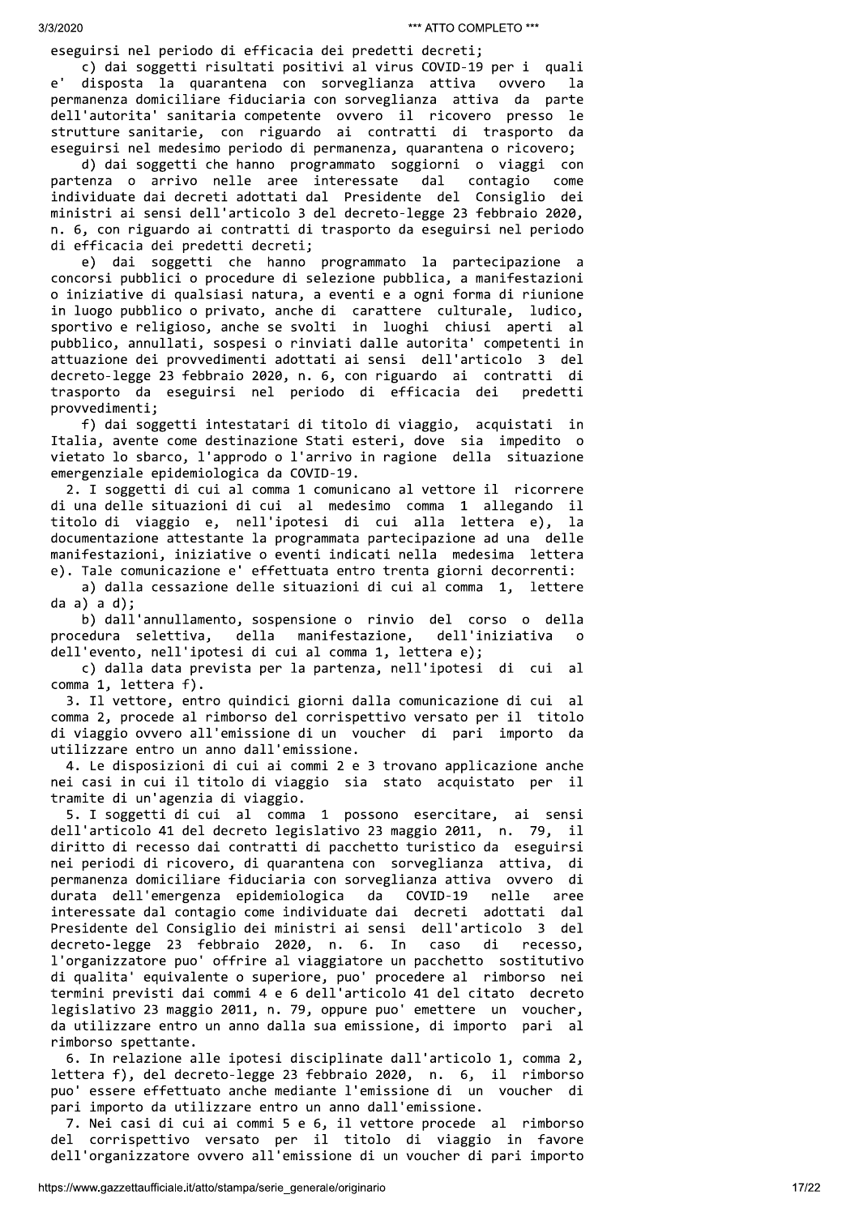eseguirsi nel periodo di efficacia dei predetti decreti;

c) dai soggetti risultati positivi al virus COVID-19 per i quali e' disposta la quarantena con sorveglianza attiva ovvero la permanenza domiciliare fiduciaria con sorveglianza attiva da parte dell'autorita' sanitaria competente ovvero il ricovero presso le strutture sanitarie, con riguardo ai contratti di trasporto da eseguirsi nel medesimo periodo di permanenza, quarantena o ricovero;

d) dai soggetti che hanno programmato soggiorni o viaggi con partenza o arrivo nelle aree interessate dal contagio come individuate dai decreti adottati dal Presidente del Consiglio dei ministri ai sensi dell'articolo 3 del decreto-legge 23 febbraio 2020, n. 6, con riguardo ai contratti di trasporto da eseguirsi nel periodo di efficacia dei predetti decreti;

e) dai soggetti che hanno programmato la partecipazione a concorsi pubblici o procedure di selezione pubblica, a manifestazioni o iniziative di qualsiasi natura, a eventi e a ogni forma di riunione in luogo pubblico o privato, anche di carattere culturale, ludico, sportivo e religioso, anche se svolti in luoghi chiusi aperti al pubblico, annullati, sospesi o rinviati dalle autorita' competenti in attuazione dei provvedimenti adottati ai sensi dell'articolo 3 del decreto-legge 23 febbraio 2020, n. 6, con riguardo ai contratti di trasporto da eseguirsi nel periodo di efficacia dei predetti provvedimenti;

f) dai soggetti intestatari di titolo di viaggio, acquistati in Italia, avente come destinazione Stati esteri, dove sia impedito o vietato lo sbarco, l'approdo o l'arrivo in ragione della situazione emergenziale epidemiologica da COVID-19.

2. I soggetti di cui al comma 1 comunicano al vettore il ricorrere di una delle situazioni di cui al medesimo comma 1 allegando il titolo di viaggio e, nell'ipotesi di cui alla lettera e), la documentazione attestante la programmata partecipazione ad una delle manifestazioni, iniziative o eventi indicati nella medesima lettera e). Tale comunicazione e' effettuata entro trenta giorni decorrenti:

a) dalla cessazione delle situazioni di cui al comma 1, lettere da a) a d);

b) dall'annullamento, sospensione o rinvio del corso o della procedura selettiva, della manifestazione, dell'iniziativa o dell'evento, nell'ipotesi di cui al comma 1, lettera e);

c) dalla data prevista per la partenza, nell'ipotesi di cui al comma 1, lettera f).

3. Il vettore, entro quindici giorni dalla comunicazione di cui al comma 2, procede al rimborso del corrispettivo versato per il titolo di viaggio ovvero all'emissione di un voucher di pari importo da utilizzare entro un anno dall'emissione.

4. Le disposizioni di cui ai commi 2 e 3 trovano applicazione anche nei casi in cui il titolo di viaggio sia stato acquistato per il tramite di un'agenzia di viaggio.

5. I soggetti di cui al comma 1 possono esercitare, ai sensi dell'articolo 41 del decreto legislativo 23 maggio 2011, n. 79, il diritto di recesso dai contratti di pacchetto turistico da eseguirsi nei periodi di ricovero, di quarantena con sorveglianza attiva, di permanenza domiciliare fiduciaria con sorveglianza attiva ovvero di durata dell'emergenza epidemiologica da COVID-19 nelle aree interessate dal contagio come individuate dai decreti adottati dal Presidente del Consiglio dei ministri ai sensi dell'articolo 3 del decreto-legge 23 febbraio 2020, n. 6. In caso di recesso, l'organizzatore puo' offrire al viaggiatore un pacchetto sostitutivo di qualita' equivalente o superiore, puo' procedere al rimborso nei termini previsti dai commi 4 e 6 dell'articolo 41 del citato decreto legislativo 23 maggio 2011, n. 79, oppure puo' emettere un voucher, da utilizzare entro un anno dalla sua emissione, di importo pari al rimborso spettante.

6. In relazione alle ipotesi disciplinate dall'articolo 1, comma 2, lettera f), del decreto-legge 23 febbraio 2020, n. 6, il rimborso puo' essere effettuato anche mediante l'emissione di un voucher di pari importo da utilizzare entro un anno dall'emissione.

7. Nei casi di cui ai commi 5 e 6, il vettore procede al rimborso del corrispettivo versato per il titolo di viaggio in favore dell'organizzatore ovvero all'emissione di un voucher di pari importo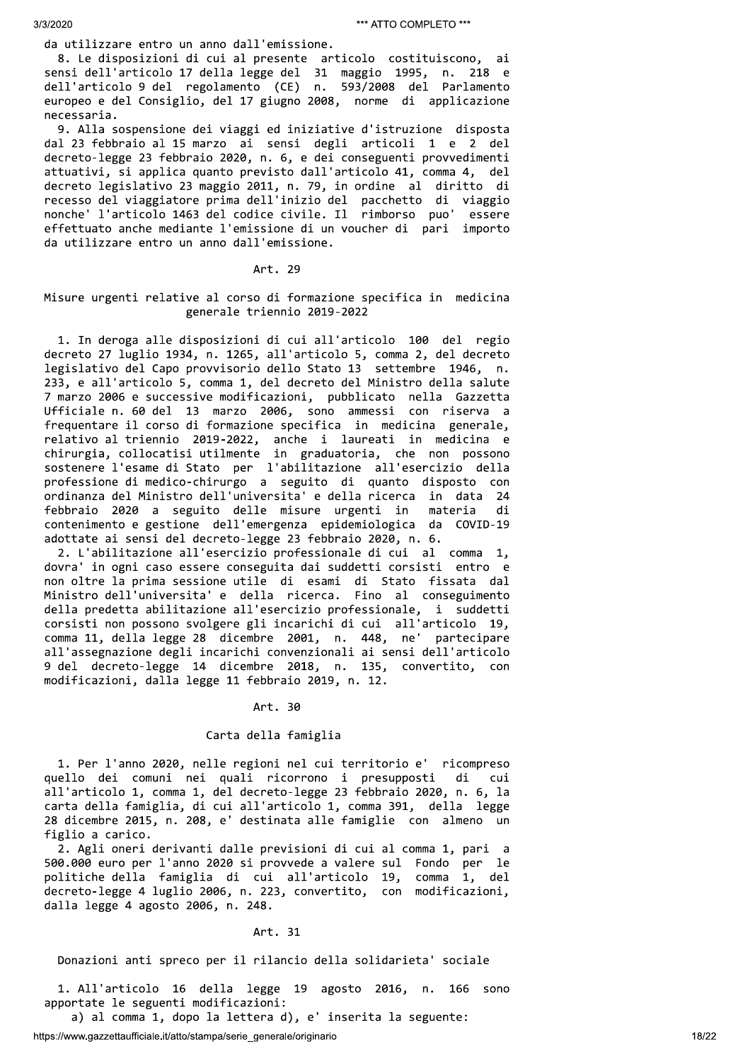da utilizzare entro un anno dall'emissione.

8. Le disposizioni di cui al presente articolo costituiscono, ai sensi dell'articolo 17 della legge del 31 maggio 1995, n. 218 e dell'articolo 9 del regolamento (CE) n. 593/2008 del Parlamento europeo e del Consiglio, del 17 giugno 2008, norme di applicazione necessaria.

9. Alla sospensione dei viaggi ed iniziative d'istruzione disposta dal 23 febbraio al 15 marzo ai sensi degli articoli 1 e 2 del decreto-legge 23 febbraio 2020, n. 6, e dei conseguenti provvedimenti attuativi, si applica quanto previsto dall'articolo 41, comma 4, del decreto legislativo 23 maggio 2011, n. 79, in ordine al diritto di recesso del viaggiatore prima dell'inizio del pacchetto di viaggio nonche' l'articolo 1463 del codice civile. Il rimborso puo' essere effettuato anche mediante l'emissione di un voucher di pari importo da utilizzare entro un anno dall'emissione.

## Art. 29

### Misure urgenti relative al corso di formazione specifica in medicina generale triennio 2019-2022

1. In deroga alle disposizioni di cui all'articolo 100 del regio decreto 27 luglio 1934, n. 1265, all'articolo 5, comma 2, del decreto legislativo del Capo provvisorio dello Stato 13 settembre 1946, n. 233, e all'articolo 5, comma 1, del decreto del Ministro della salute 7 marzo 2006 e successive modificazioni, pubblicato nella Gazzetta Ufficiale n. 60 del 13 marzo 2006, sono ammessi con riserva a frequentare il corso di formazione specifica in medicina generale, relativo al triennio 2019-2022, anche i laureati in medicina e chirurgia, collocatisi utilmente in graduatoria, che non possono sostenere l'esame di Stato per l'abilitazione all'esercizio della professione di medico-chirurgo a seguito di quanto disposto con ordinanza del Ministro dell'universita' e della ricerca in data 24 febbraio 2020 a seguito delle misure urgenti in materia di contenimento e gestione dell'emergenza epidemiologica da COVID-19 adottate ai sensi del decreto-legge 23 febbraio 2020, n. 6.

2. L'abilitazione all'esercizio professionale di cui al comma 1, dovra' in ogni caso essere conseguita dai suddetti corsisti entro e non oltre la prima sessione utile di esami di Stato fissata dal Ministro dell'universita' e della ricerca. Fino al conseguimento della predetta abilitazione all'esercizio professionale, i suddetti corsisti non possono svolgere gli incarichi di cui all'articolo 19, comma 11, della legge 28 dicembre 2001, n. 448, ne' partecipare all'assegnazione degli incarichi convenzionali ai sensi dell'articolo 9 del decreto-legge 14 dicembre 2018, n. 135, convertito, con modificazioni, dalla legge 11 febbraio 2019, n. 12.

## Art. 30

### Carta della famiglia

1. Per l'anno 2020, nelle regioni nel cui territorio e' ricompreso quello dei comuni nei quali ricorrono i presupposti di cui all'articolo 1, comma 1, del decreto-legge 23 febbraio 2020, n. 6, la carta della famiglia, di cui all'articolo 1, comma 391, della legge 28 dicembre 2015, n. 208, e' destinata alle famiglie con almeno un figlio a carico.

2. Agli oneri derivanti dalle previsioni di cui al comma 1, pari a 500.000 euro per l'anno 2020 si provvede a valere sul Fondo per le politiche della famiglia di cui all'articolo 19, comma 1, del decreto-legge 4 luglio 2006, n. 223, convertito, con modificazioni, dalla legge 4 agosto 2006, n. 248.

## Art. 31

### Donazioni anti spreco per il rilancio della solidarieta' sociale

1. All'articolo 16 della legge 19 agosto 2016, n. 166 sono apportate le seguenti modificazioni:

a) al comma 1, dopo la lettera d), e' inserita la seguente: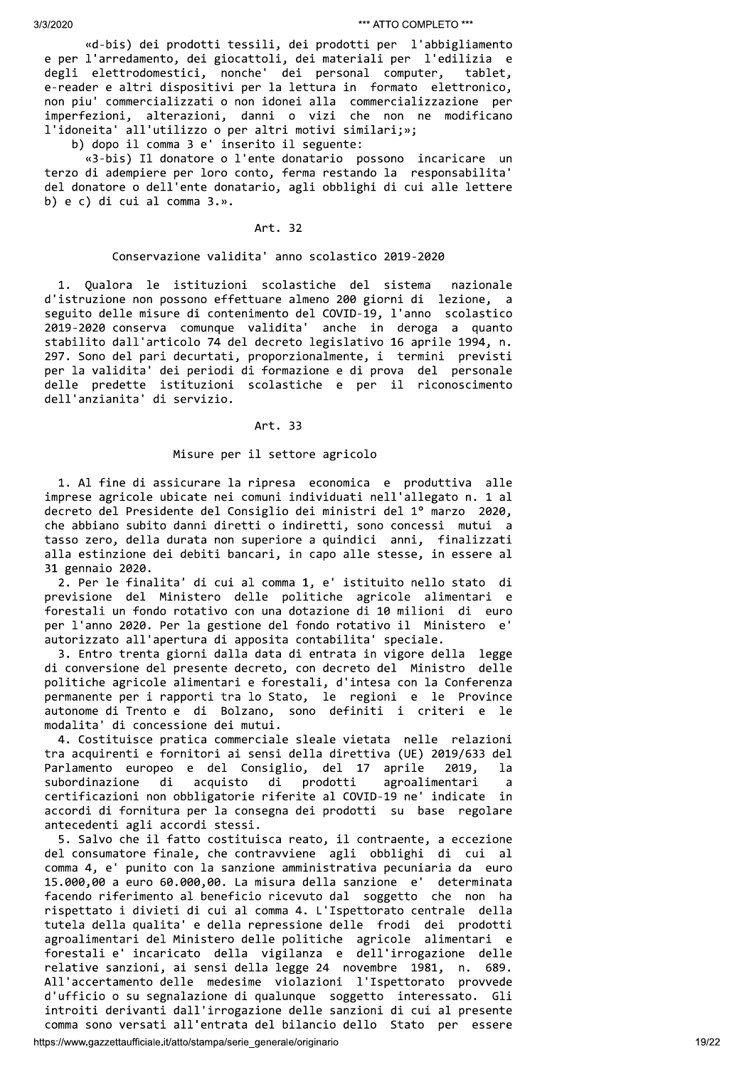«d-bis) dei prodotti tessili, dei prodotti per l'abbigliamento e per l'arredamento, dei giocattoli, dei materiali per l'edilizia e degli elettrodomestici, nonche' dei personal computer, tablet, e-reader e altri dispositivi per la lettura in formato elettronico, non piu' commercializzati o non idonei alla commercializzazione per imperfezioni, alterazioni, danni o vizi che non ne modificano l'idoneita' all'utilizzo o per altri motivi similari;»;

b) dopo il comma 3 e' inserito il seguente:

«3-bis) Il donatore o l'ente donatario possono incaricare un terzo di adempiere per loro conto, ferma restando la responsabilita' del donatore o dell'ente donatario, agli obblighi di cui alle lettere b) e c) di cui al comma 3.».

## Art. 32

### Conservazione validita' anno scolastico 2019-2020

1. Qualora le istituzioni scolastiche del sistema nazionale d'istruzione non possono effettuare almeno 200 giorni di lezione, a seguito delle misure di contenimento del COVID-19, l'anno scolastico 2019-2020 conserva comunque validita' anche in deroga a quanto stabilito dall'articolo 74 del decreto legislativo 16 aprile 1994, n. 297. Sono del pari decurtati, proporzionalmente, i termini previsti per la validita' dei periodi di formazione e di prova del personale delle predette istituzioni scolastiche e per il riconoscimento dell'anzianita' di servizio.

## Art. 33

### Misure per il settore agricolo

1. Al fine di assicurare la ripresa economica e produttiva alle imprese agricole ubicate nei comuni individuati nell'allegato n. 1 al decreto del Presidente del Consiglio dei ministri del 1° marzo 2020, che abbiano subito danni diretti o indiretti, sono concessi mutui a tasso zero, della durata non superiore a quindici anni, finalizzati alla estinzione dei debiti bancari, in capo alle stesse, in essere al 31 gennaio 2020.

2. Per le finalita' di cui al comma 1, e' istituito nello stato di previsione del Ministero delle politiche agricole alimentari e forestali un fondo rotativo con una dotazione di 10 milioni di euro per l'anno 2020. Per la gestione del fondo rotativo il Ministero e' autorizzato all'apertura di apposita contabilita' speciale.

3. Entro trenta giorni dalla data di entrata in vigore della legge di conversione del presente decreto, con decreto del Ministro delle politiche agricole alimentari e forestali, d'intesa con la Conferenza permanente per i rapporti tra lo Stato, le regioni e le Province autonome di Trento e di Bolzano, sono definiti i criteri e le modalita' di concessione dei mutui.

4. Costituisce pratica commerciale sleale vietata nelle relazioni tra acquirenti e fornitori ai sensi della direttiva (UE) 2019/633 del Parlamento europeo e del Consiglio, del 17 aprile 2019, la subordinazione di acquisto di prodotti agroalimentari a certificazioni non obbligatorie riferite al COVID-19 ne' indicate in accordi di fornitura per la consegna dei prodotti su base regolare antecedenti agli accordi stessi.

5. Salvo che il fatto costituisca reato, il contraente, a eccezione del consumatore finale, che contravviene agli obblighi di cui al comma 4, e' punito con la sanzione amministrativa pecuniaria da euro 15.000,00 a euro 60.000,00. La misura della sanzione e' determinata facendo riferimento al beneficio ricevuto dal soggetto che non ha rispettato i divieti di cui al comma 4. L'Ispettorato centrale della tutela della qualita' e della repressione delle frodi dei prodotti agroalimentari del Ministero delle politiche agricole alimentari e forestali e' incaricato della vigilanza e dell'irrogazione delle relative sanzioni, ai sensi della legge 24 novembre 1981, n. 689. All'accertamento delle medesime violazioni l'Ispettorato provvede d'ufficio o su segnalazione di qualunque soggetto interessato. Gli introiti derivanti dall'irrogazione delle sanzioni di cui al presente comma sono versati all'entrata del bilancio dello Stato per essere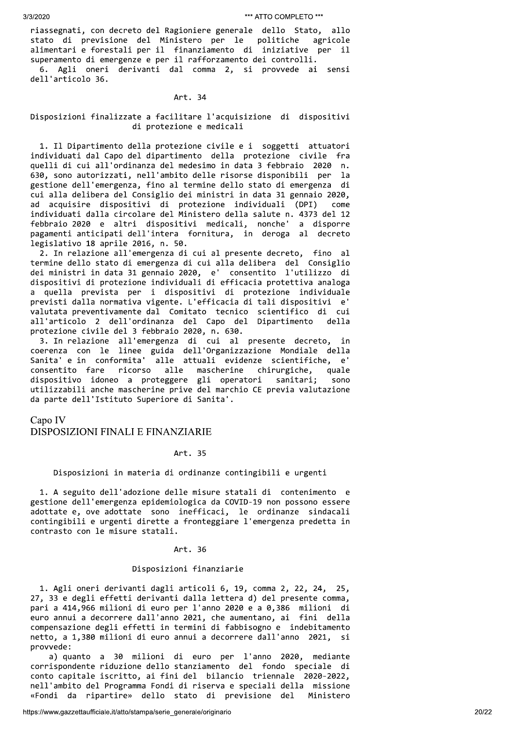riassegnati, con decreto del Ragioniere generale dello Stato, allo stato di previsione del Ministero per le politiche agricole alimentari e forestali per il finanziamento di iniziative per il superamento di emergenze e per il rafforzamento dei controlli.

6. Agli oneri derivanti dal comma 2, si provvede ai sensi dell'articolo 36.

Art. 34

Disposizioni finalizzate a facilitare l'acquisizione di dispositivi di protezione e medicali

1. Il Dipartimento della protezione civile e i soggetti attuatori individuati dal Capo del dipartimento della protezione civile fra quelli di cui all'ordinanza del medesimo in data 3 febbraio 2020 n. 630, sono autorizzati, nell'ambito delle risorse disponibili per la gestione dell'emergenza, fino al termine dello stato di emergenza di cui alla delibera del Consiglio dei ministri in data 31 gennaio 2020, ad acquisire dispositivi di protezione individuali (DPI) come individuati dalla circolare del Ministero della salute n. 4373 del 12 febbraio 2020 e altri dispositivi medicali, nonche' a disporre pagamenti anticipati dell'intera fornitura, in deroga al decreto legislativo 18 aprile 2016, n. 50.

2. In relazione all'emergenza di cui al presente decreto, fino al termine dello stato di emergenza di cui alla delibera del Consiglio dei ministri in data 31 gennaio 2020, e' consentito l'utilizzo di dispositivi di protezione individuali di efficacia protettiva analoga a quella prevista per i dispositivi di protezione individuale previsti dalla normativa vigente. L'efficacia di tali dispositivi e' valutata preventivamente dal Comitato tecnico scientifico di cui all'articolo 2 dell'ordinanza del Capo del Dipartimento della protezione civile del 3 febbraio 2020, n. 630.

3. In relazione all'emergenza di cui al presente decreto, in coerenza con le linee guida dell'Organizzazione Mondiale della Sanita' e in conformita' alle attuali evidenze scientifiche, e' consentito fare ricorso alle mascherine chirurgiche, quale dispositivo idoneo a proteggere gli operatori sanitari; sono utilizzabili anche mascherine prive del marchio CE previa valutazione da parte dell'Istituto Superiore di Sanita'.

## Capo IV
## DISPOSIZIONI FINALI E FINANZIARIE

Art. 35

Disposizioni in materia di ordinanze contingibili e urgenti

1. A seguito dell'adozione delle misure statali di contenimento e gestione dell'emergenza epidemiologica da COVID-19 non possono essere adottate e, ove adottate sono inefficaci, le ordinanze sindacali contingibili e urgenti dirette a fronteggiare l'emergenza predetta in contrasto con le misure statali.

Art. 36

Disposizioni finanziarie

1. Agli oneri derivanti dagli articoli 6, 19, comma 2, 22, 24, 25, 27, 33 e degli effetti derivanti dalla lettera d) del presente comma, pari a 414,966 milioni di euro per l'anno 2020 e a 0,386 milioni di euro annui a decorrere dall'anno 2021, che aumentano, ai fini della compensazione degli effetti in termini di fabbisogno e indebitamento netto, a 1,380 milioni di euro annui a decorrere dall'anno 2021, si provvede:

a) quanto a 30 milioni di euro per l'anno 2020, mediante corrispondente riduzione dello stanziamento del fondo speciale di conto capitale iscritto, ai fini del bilancio triennale 2020-2022, nell'ambito del Programma Fondi di riserva e speciali della missione «Fondi da ripartire» dello stato di previsione del Ministero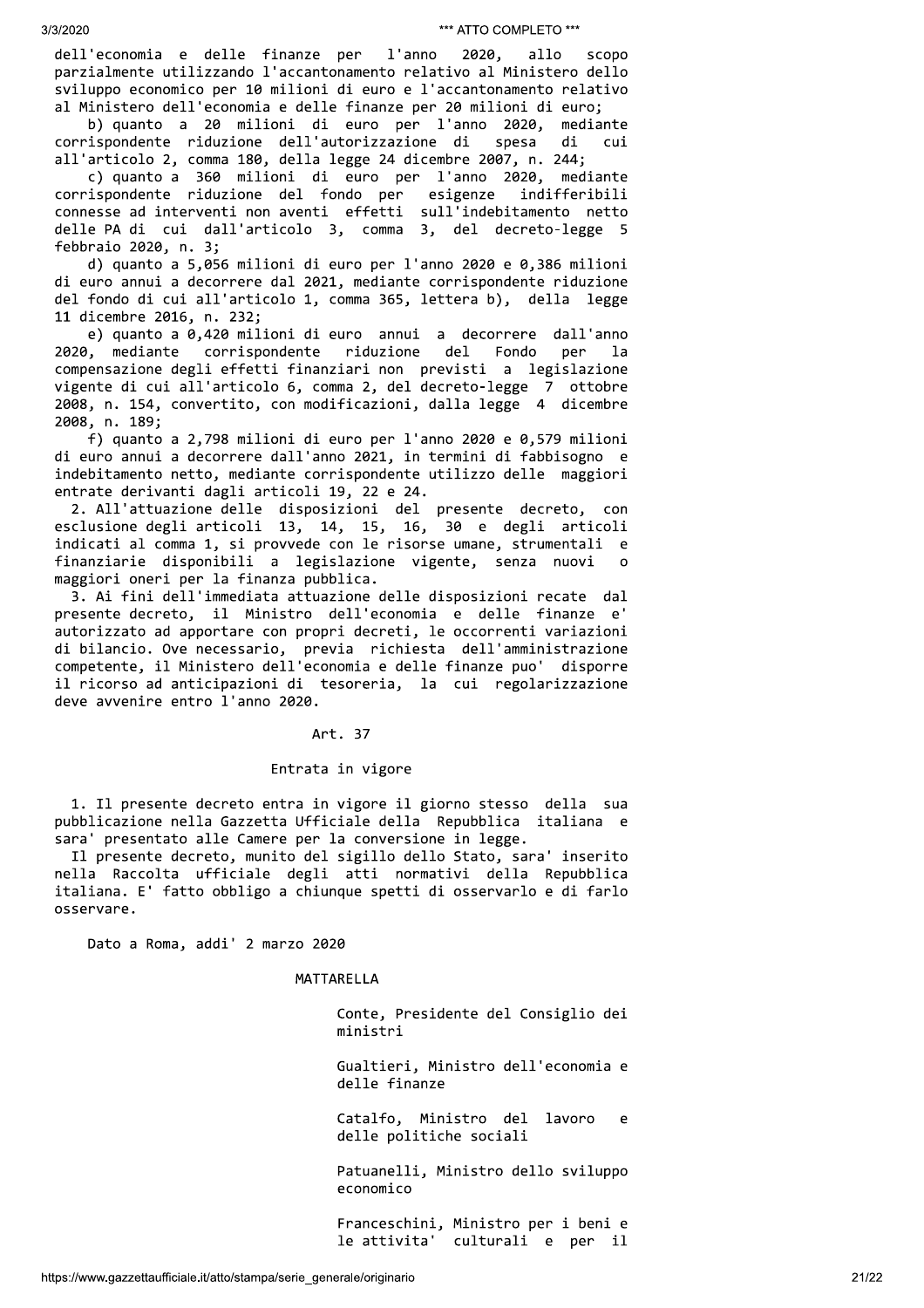dell'economia e delle finanze per l'anno 2020, allo scopo parzialmente utilizzando l'accantonamento relativo al Ministero dello sviluppo economico per 10 milioni di euro e l'accantonamento relativo al Ministero dell'economia e delle finanze per 20 milioni di euro;

b) quanto a 20 milioni di euro per l'anno 2020, mediante corrispondente riduzione dell'autorizzazione di spesa di cui all'articolo 2, comma 180, della legge 24 dicembre 2007, n. 244;

c) quanto a 360 milioni di euro per l'anno 2020, mediante corrispondente riduzione del fondo per esigenze indifferibili connesse ad interventi non aventi effetti sull'indebitamento netto delle PA di cui dall'articolo 3, comma 3, del decreto-legge 5 febbraio 2020, n. 3;

d) quanto a 5,056 milioni di euro per l'anno 2020 e 0,386 milioni di euro annui a decorrere dal 2021, mediante corrispondente riduzione del fondo di cui all'articolo 1, comma 365, lettera b), della legge 11 dicembre 2016, n. 232;

e) quanto a 0,420 milioni di euro annui a decorrere dall'anno 2020, mediante corrispondente riduzione del Fondo per la compensazione degli effetti finanziari non previsti a legislazione vigente di cui all'articolo 6, comma 2, del decreto-legge 7 ottobre 2008, n. 154, convertito, con modificazioni, dalla legge 4 dicembre 2008, n. 189;

f) quanto a 2,798 milioni di euro per l'anno 2020 e 0,579 milioni di euro annui a decorrere dall'anno 2021, in termini di fabbisogno e indebitamento netto, mediante corrispondente utilizzo delle maggiori entrate derivanti dagli articoli 19, 22 e 24.

2. All'attuazione delle disposizioni del presente decreto, con esclusione degli articoli 13, 14, 15, 16, 30 e degli articoli indicati al comma 1, si provvede con le risorse umane, strumentali e finanziarie disponibili a legislazione vigente, senza nuovi o maggiori oneri per la finanza pubblica.

3. Ai fini dell'immediata attuazione delle disposizioni recate dal presente decreto, il Ministro dell'economia e delle finanze e' autorizzato ad apportare con propri decreti, le occorrenti variazioni di bilancio. Ove necessario, previa richiesta dell'amministrazione competente, il Ministero dell'economia e delle finanze puo' disporre il ricorso ad anticipazioni di tesoreria, la cui regolarizzazione deve avvenire entro l'anno 2020.

## Art. 37

### Entrata in vigore

1. Il presente decreto entra in vigore il giorno stesso della sua pubblicazione nella Gazzetta Ufficiale della Repubblica italiana e sara' presentato alle Camere per la conversione in legge.

Il presente decreto, munito del sigillo dello Stato, sara' inserito nella Raccolta ufficiale degli atti normativi della Repubblica italiana. E' fatto obbligo a chiunque spetti di osservarlo e di farlo osservare.

Dato a Roma, addi' 2 marzo 2020

MATTARELLA

Conte, Presidente del Consiglio dei ministri

Gualtieri, Ministro dell'economia e delle finanze

Catalfo, Ministro del lavoro e delle politiche sociali

Patuanelli, Ministro dello sviluppo economico

Franceschini, Ministro per i beni e le attivita' culturali e per il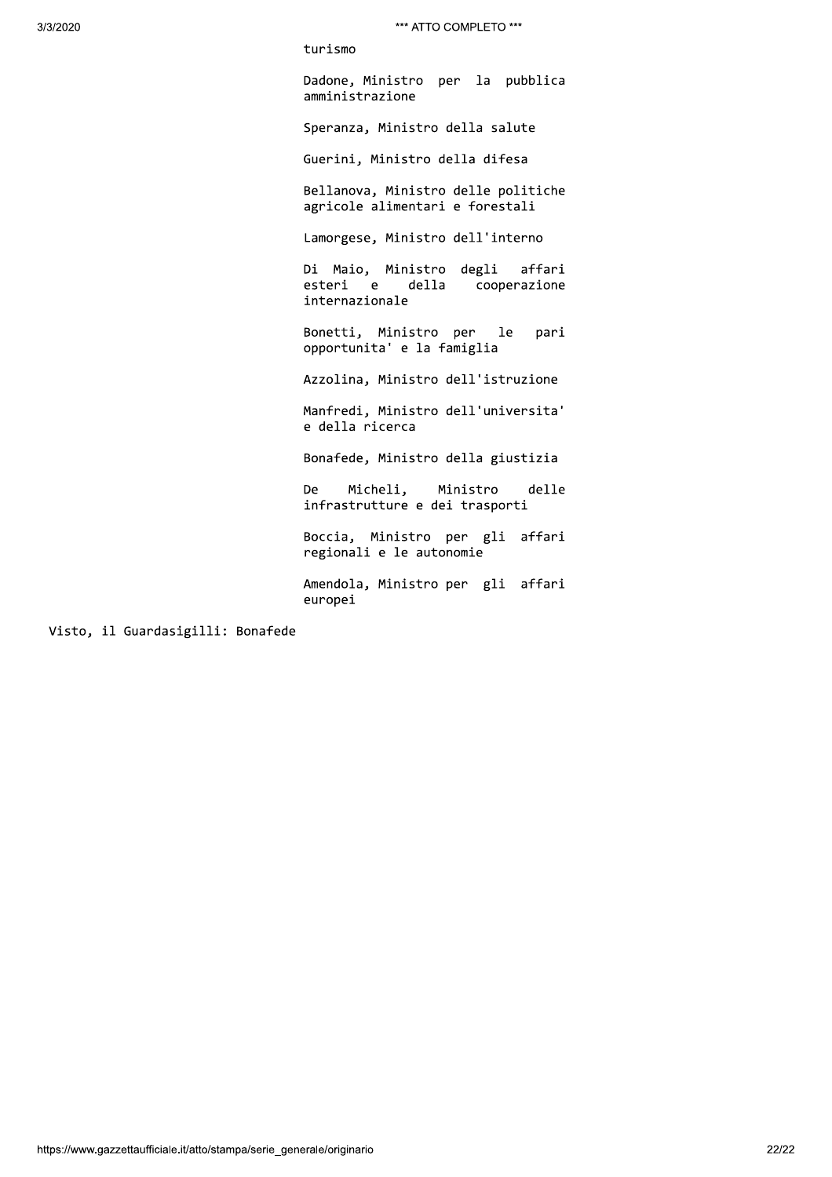turismo

Dadone, Ministro per la pubblica amministrazione

Speranza, Ministro della salute

Guerini, Ministro della difesa

Bellanova, Ministro delle politiche agricole alimentari e forestali

Lamorgese, Ministro dell'interno

Di Maio, Ministro degli affari esteri e della cooperazione internazionale

Bonetti, Ministro per le pari opportunita' e la famiglia

Azzolina, Ministro dell'istruzione

Manfredi, Ministro dell'universita' e della ricerca

Bonafede, Ministro della giustizia

De Micheli, Ministro delle infrastrutture e dei trasporti

Boccia, Ministro per gli affari regionali e le autonomie

Amendola, Ministro per gli affari europei

Visto, il Guardasigilli: Bonafede